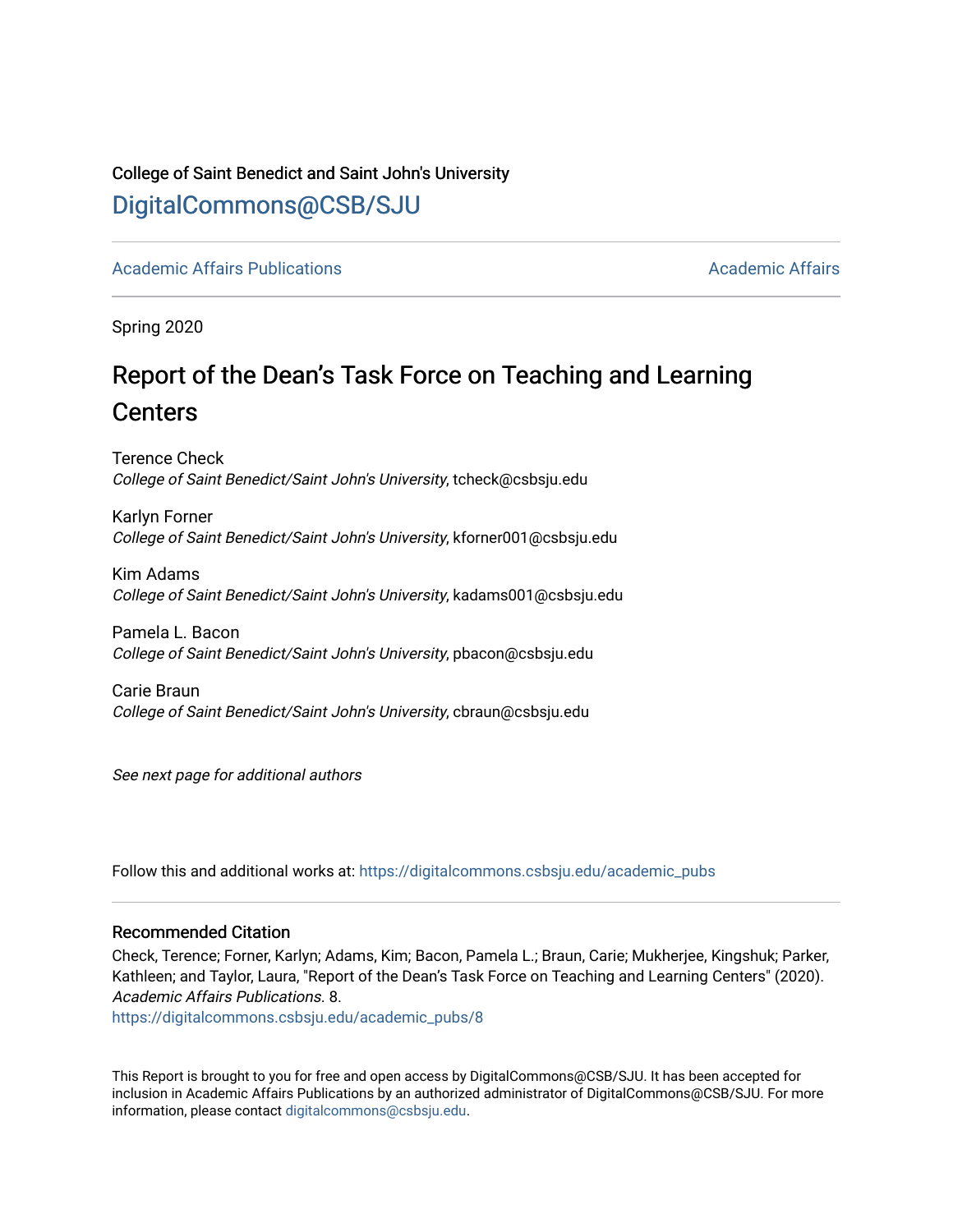College of Saint Benedict and Saint John's University

DigitalCommons@CSB/SJU

Academic Affairs Publications | Academic Affairs

Spring 2020

# Report of the Dean's Task Force on Teaching and Learning Centers

Terence Check
*College of Saint Benedict/Saint John's University*, tcheck@csbsju.edu

Karlyn Forner
*College of Saint Benedict/Saint John's University*, kforner001@csbsju.edu

Kim Adams
*College of Saint Benedict/Saint John's University*, kadams001@csbsju.edu

Pamela L. Bacon
*College of Saint Benedict/Saint John's University*, pbacon@csbsju.edu

Carie Braun
*College of Saint Benedict/Saint John's University*, cbraun@csbsju.edu

*See next page for additional authors*

Follow this and additional works at: https://digitalcommons.csbsju.edu/academic_pubs

## Recommended Citation

Check, Terence; Forner, Karlyn; Adams, Kim; Bacon, Pamela L.; Braun, Carie; Mukherjee, Kingshuk; Parker, Kathleen; and Taylor, Laura, "Report of the Dean's Task Force on Teaching and Learning Centers" (2020). *Academic Affairs Publications.* 8.
https://digitalcommons.csbsju.edu/academic_pubs/8

This Report is brought to you for free and open access by DigitalCommons@CSB/SJU. It has been accepted for inclusion in Academic Affairs Publications by an authorized administrator of DigitalCommons@CSB/SJU. For more information, please contact digitalcommons@csbsju.edu.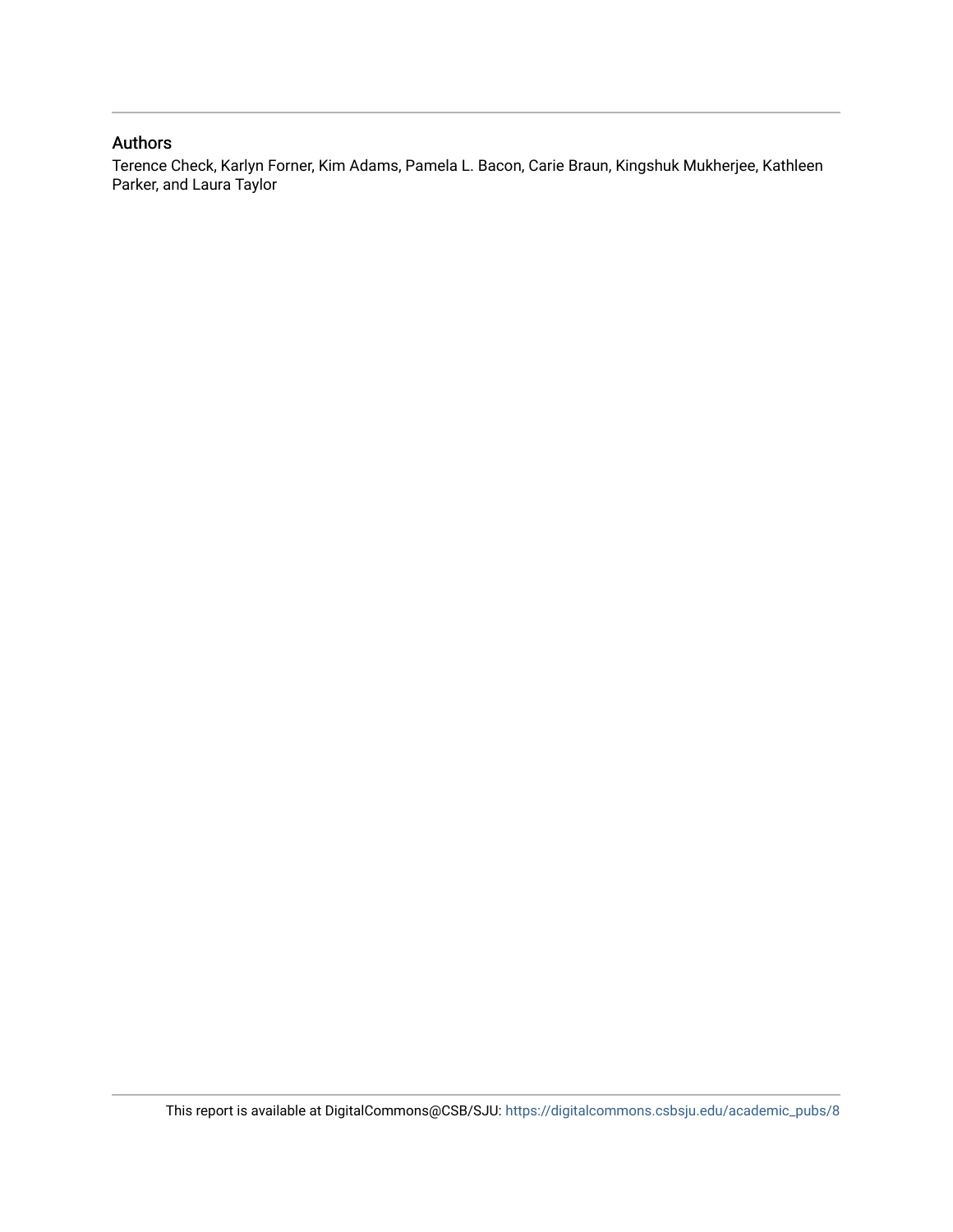## Authors

Terence Check, Karlyn Forner, Kim Adams, Pamela L. Bacon, Carie Braun, Kingshuk Mukherjee, Kathleen Parker, and Laura Taylor

This report is available at DigitalCommons@CSB/SJU: https://digitalcommons.csbsju.edu/academic_pubs/8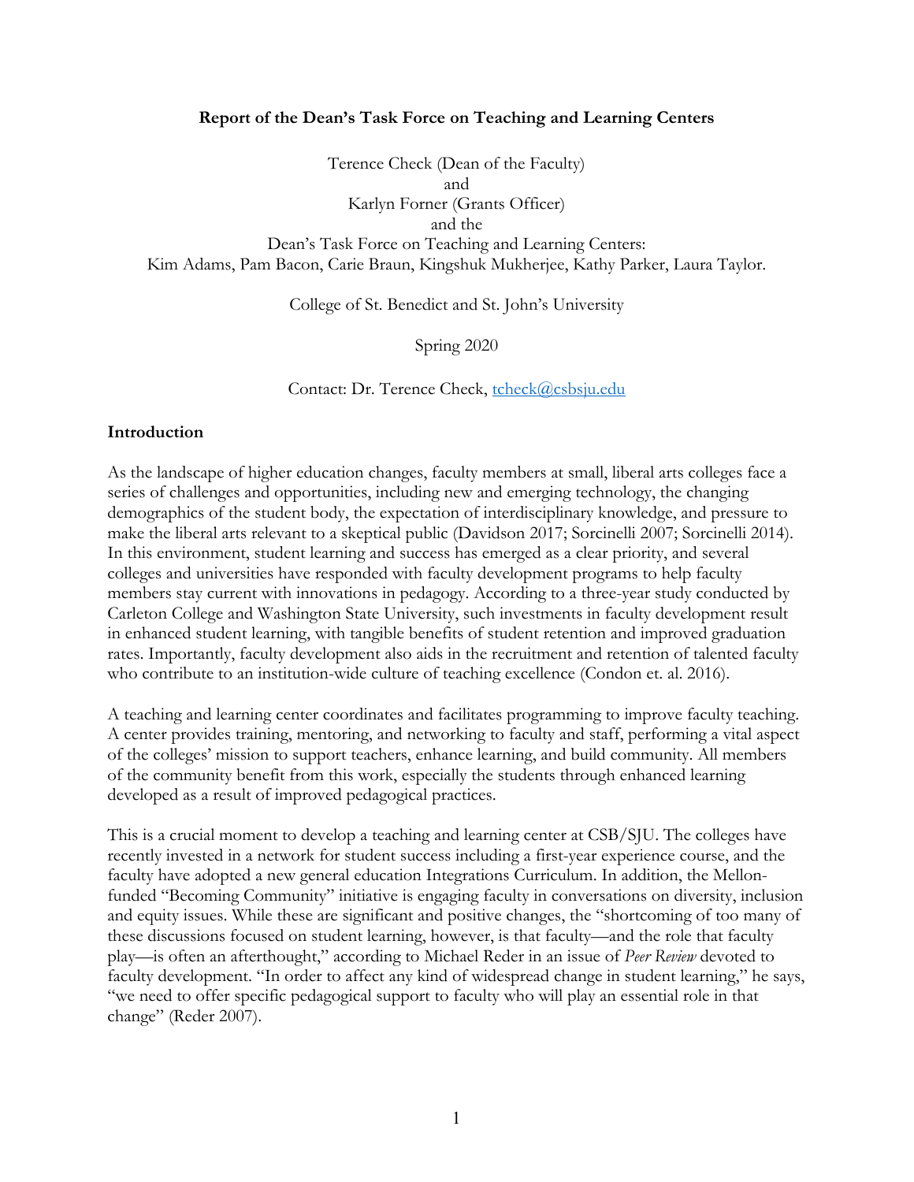**Report of the Dean's Task Force on Teaching and Learning Centers**

Terence Check (Dean of the Faculty)
and
Karlyn Forner (Grants Officer)
and the
Dean's Task Force on Teaching and Learning Centers:
Kim Adams, Pam Bacon, Carie Braun, Kingshuk Mukherjee, Kathy Parker, Laura Taylor.

College of St. Benedict and St. John's University

Spring 2020

Contact: Dr. Terence Check, tcheck@csbsju.edu

## Introduction

As the landscape of higher education changes, faculty members at small, liberal arts colleges face a series of challenges and opportunities, including new and emerging technology, the changing demographics of the student body, the expectation of interdisciplinary knowledge, and pressure to make the liberal arts relevant to a skeptical public (Davidson 2017; Sorcinelli 2007; Sorcinelli 2014). In this environment, student learning and success has emerged as a clear priority, and several colleges and universities have responded with faculty development programs to help faculty members stay current with innovations in pedagogy. According to a three-year study conducted by Carleton College and Washington State University, such investments in faculty development result in enhanced student learning, with tangible benefits of student retention and improved graduation rates. Importantly, faculty development also aids in the recruitment and retention of talented faculty who contribute to an institution-wide culture of teaching excellence (Condon et. al. 2016).

A teaching and learning center coordinates and facilitates programming to improve faculty teaching. A center provides training, mentoring, and networking to faculty and staff, performing a vital aspect of the colleges' mission to support teachers, enhance learning, and build community. All members of the community benefit from this work, especially the students through enhanced learning developed as a result of improved pedagogical practices.

This is a crucial moment to develop a teaching and learning center at CSB/SJU. The colleges have recently invested in a network for student success including a first-year experience course, and the faculty have adopted a new general education Integrations Curriculum. In addition, the Mellon-funded "Becoming Community" initiative is engaging faculty in conversations on diversity, inclusion and equity issues. While these are significant and positive changes, the "shortcoming of too many of these discussions focused on student learning, however, is that faculty—and the role that faculty play—is often an afterthought," according to Michael Reder in an issue of *Peer Review* devoted to faculty development. "In order to affect any kind of widespread change in student learning," he says, "we need to offer specific pedagogical support to faculty who will play an essential role in that change" (Reder 2007).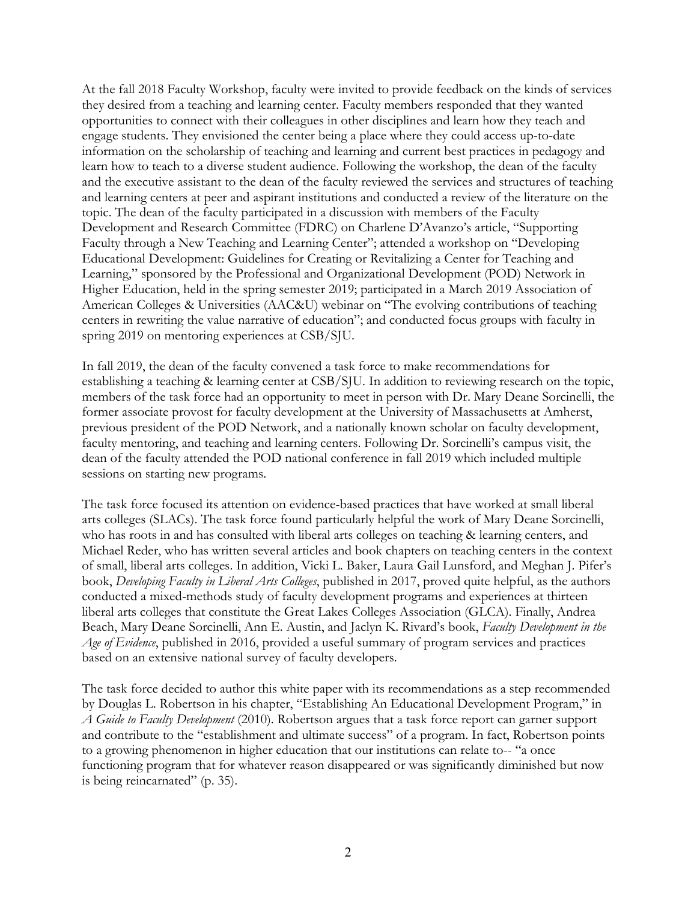At the fall 2018 Faculty Workshop, faculty were invited to provide feedback on the kinds of services they desired from a teaching and learning center. Faculty members responded that they wanted opportunities to connect with their colleagues in other disciplines and learn how they teach and engage students. They envisioned the center being a place where they could access up-to-date information on the scholarship of teaching and learning and current best practices in pedagogy and learn how to teach to a diverse student audience. Following the workshop, the dean of the faculty and the executive assistant to the dean of the faculty reviewed the services and structures of teaching and learning centers at peer and aspirant institutions and conducted a review of the literature on the topic. The dean of the faculty participated in a discussion with members of the Faculty Development and Research Committee (FDRC) on Charlene D'Avanzo's article, "Supporting Faculty through a New Teaching and Learning Center"; attended a workshop on "Developing Educational Development: Guidelines for Creating or Revitalizing a Center for Teaching and Learning," sponsored by the Professional and Organizational Development (POD) Network in Higher Education, held in the spring semester 2019; participated in a March 2019 Association of American Colleges & Universities (AAC&U) webinar on "The evolving contributions of teaching centers in rewriting the value narrative of education"; and conducted focus groups with faculty in spring 2019 on mentoring experiences at CSB/SJU.

In fall 2019, the dean of the faculty convened a task force to make recommendations for establishing a teaching & learning center at CSB/SJU. In addition to reviewing research on the topic, members of the task force had an opportunity to meet in person with Dr. Mary Deane Sorcinelli, the former associate provost for faculty development at the University of Massachusetts at Amherst, previous president of the POD Network, and a nationally known scholar on faculty development, faculty mentoring, and teaching and learning centers. Following Dr. Sorcinelli's campus visit, the dean of the faculty attended the POD national conference in fall 2019 which included multiple sessions on starting new programs.

The task force focused its attention on evidence-based practices that have worked at small liberal arts colleges (SLACs). The task force found particularly helpful the work of Mary Deane Sorcinelli, who has roots in and has consulted with liberal arts colleges on teaching & learning centers, and Michael Reder, who has written several articles and book chapters on teaching centers in the context of small, liberal arts colleges. In addition, Vicki L. Baker, Laura Gail Lunsford, and Meghan J. Pifer's book, *Developing Faculty in Liberal Arts Colleges*, published in 2017, proved quite helpful, as the authors conducted a mixed-methods study of faculty development programs and experiences at thirteen liberal arts colleges that constitute the Great Lakes Colleges Association (GLCA). Finally, Andrea Beach, Mary Deane Sorcinelli, Ann E. Austin, and Jaclyn K. Rivard's book, *Faculty Development in the Age of Evidence*, published in 2016, provided a useful summary of program services and practices based on an extensive national survey of faculty developers.

The task force decided to author this white paper with its recommendations as a step recommended by Douglas L. Robertson in his chapter, "Establishing An Educational Development Program," in *A Guide to Faculty Development* (2010). Robertson argues that a task force report can garner support and contribute to the "establishment and ultimate success" of a program. In fact, Robertson points to a growing phenomenon in higher education that our institutions can relate to-- "a once functioning program that for whatever reason disappeared or was significantly diminished but now is being reincarnated" (p. 35).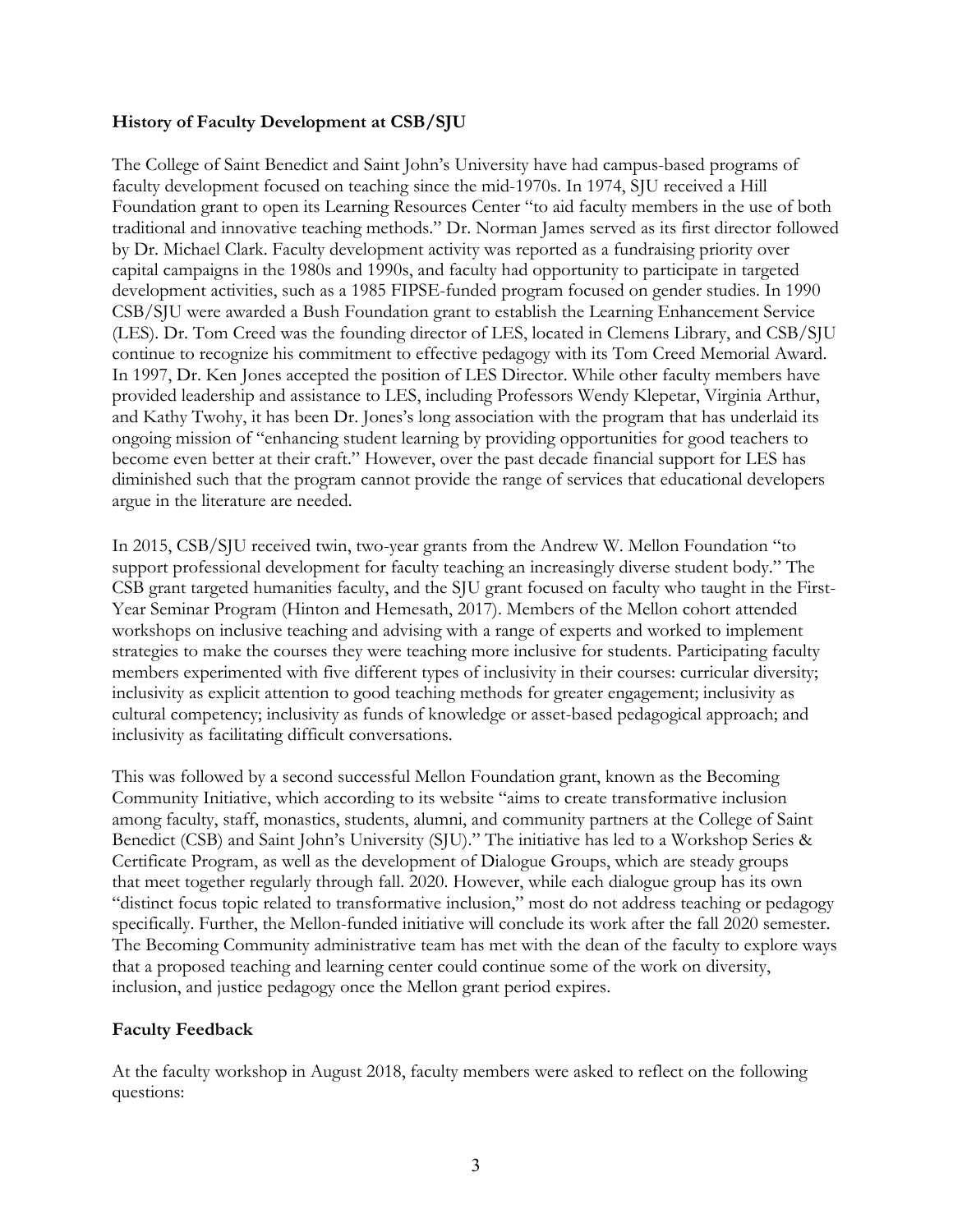**History of Faculty Development at CSB/SJU**

The College of Saint Benedict and Saint John's University have had campus-based programs of faculty development focused on teaching since the mid-1970s. In 1974, SJU received a Hill Foundation grant to open its Learning Resources Center "to aid faculty members in the use of both traditional and innovative teaching methods." Dr. Norman James served as its first director followed by Dr. Michael Clark. Faculty development activity was reported as a fundraising priority over capital campaigns in the 1980s and 1990s, and faculty had opportunity to participate in targeted development activities, such as a 1985 FIPSE-funded program focused on gender studies. In 1990 CSB/SJU were awarded a Bush Foundation grant to establish the Learning Enhancement Service (LES). Dr. Tom Creed was the founding director of LES, located in Clemens Library, and CSB/SJU continue to recognize his commitment to effective pedagogy with its Tom Creed Memorial Award. In 1997, Dr. Ken Jones accepted the position of LES Director. While other faculty members have provided leadership and assistance to LES, including Professors Wendy Klepetar, Virginia Arthur, and Kathy Twohy, it has been Dr. Jones's long association with the program that has underlaid its ongoing mission of "enhancing student learning by providing opportunities for good teachers to become even better at their craft." However, over the past decade financial support for LES has diminished such that the program cannot provide the range of services that educational developers argue in the literature are needed.

In 2015, CSB/SJU received twin, two-year grants from the Andrew W. Mellon Foundation "to support professional development for faculty teaching an increasingly diverse student body." The CSB grant targeted humanities faculty, and the SJU grant focused on faculty who taught in the First-Year Seminar Program (Hinton and Hemesath, 2017). Members of the Mellon cohort attended workshops on inclusive teaching and advising with a range of experts and worked to implement strategies to make the courses they were teaching more inclusive for students. Participating faculty members experimented with five different types of inclusivity in their courses: curricular diversity; inclusivity as explicit attention to good teaching methods for greater engagement; inclusivity as cultural competency; inclusivity as funds of knowledge or asset-based pedagogical approach; and inclusivity as facilitating difficult conversations.

This was followed by a second successful Mellon Foundation grant, known as the Becoming Community Initiative, which according to its website "aims to create transformative inclusion among faculty, staff, monastics, students, alumni, and community partners at the College of Saint Benedict (CSB) and Saint John's University (SJU)." The initiative has led to a Workshop Series & Certificate Program, as well as the development of Dialogue Groups, which are steady groups that meet together regularly through fall. 2020. However, while each dialogue group has its own "distinct focus topic related to transformative inclusion," most do not address teaching or pedagogy specifically. Further, the Mellon-funded initiative will conclude its work after the fall 2020 semester. The Becoming Community administrative team has met with the dean of the faculty to explore ways that a proposed teaching and learning center could continue some of the work on diversity, inclusion, and justice pedagogy once the Mellon grant period expires.

**Faculty Feedback**

At the faculty workshop in August 2018, faculty members were asked to reflect on the following questions: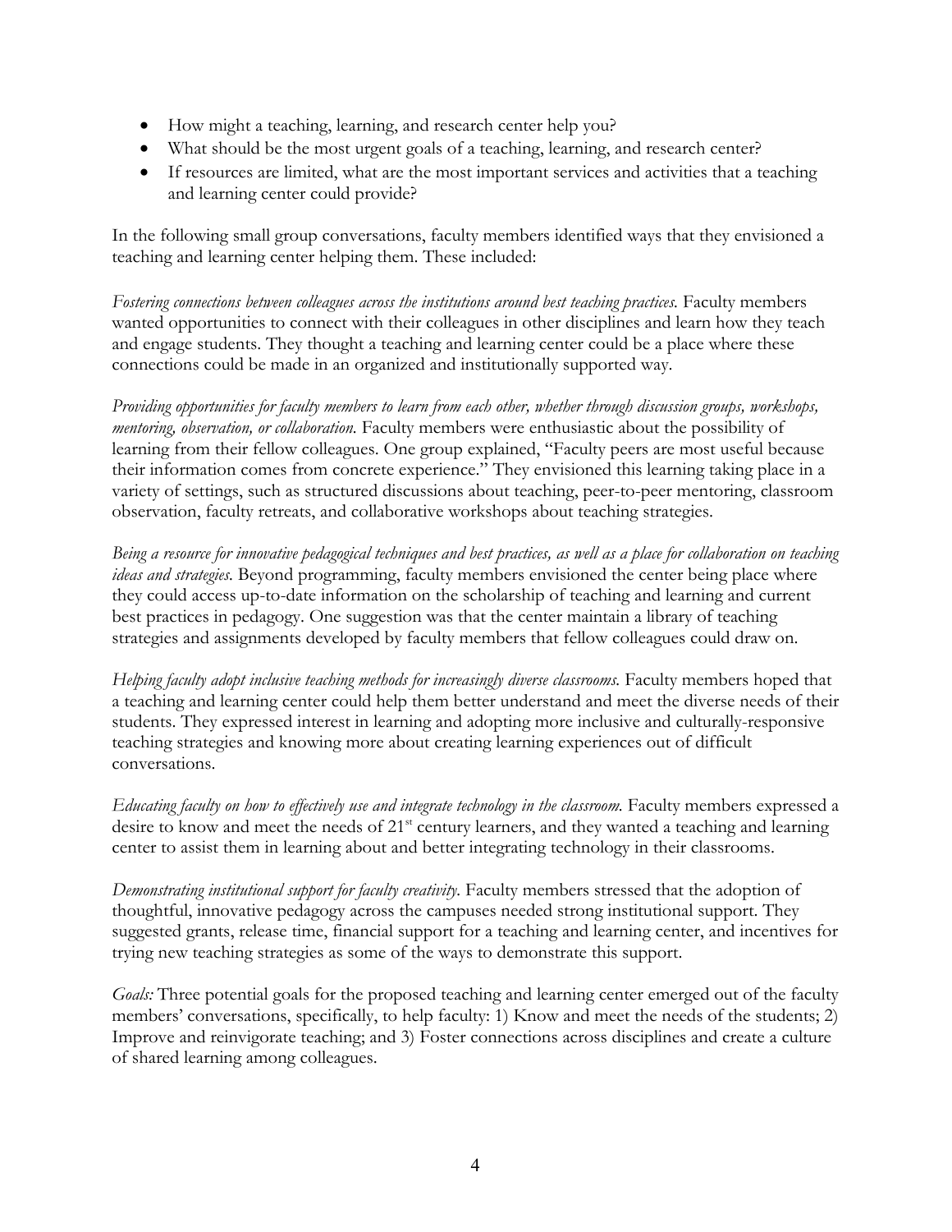- How might a teaching, learning, and research center help you?
- What should be the most urgent goals of a teaching, learning, and research center?
- If resources are limited, what are the most important services and activities that a teaching and learning center could provide?

In the following small group conversations, faculty members identified ways that they envisioned a teaching and learning center helping them. These included:

*Fostering connections between colleagues across the institutions around best teaching practices.* Faculty members wanted opportunities to connect with their colleagues in other disciplines and learn how they teach and engage students. They thought a teaching and learning center could be a place where these connections could be made in an organized and institutionally supported way.

*Providing opportunities for faculty members to learn from each other, whether through discussion groups, workshops, mentoring, observation, or collaboration.* Faculty members were enthusiastic about the possibility of learning from their fellow colleagues. One group explained, "Faculty peers are most useful because their information comes from concrete experience." They envisioned this learning taking place in a variety of settings, such as structured discussions about teaching, peer-to-peer mentoring, classroom observation, faculty retreats, and collaborative workshops about teaching strategies.

*Being a resource for innovative pedagogical techniques and best practices, as well as a place for collaboration on teaching ideas and strategies.* Beyond programming, faculty members envisioned the center being place where they could access up-to-date information on the scholarship of teaching and learning and current best practices in pedagogy. One suggestion was that the center maintain a library of teaching strategies and assignments developed by faculty members that fellow colleagues could draw on.

*Helping faculty adopt inclusive teaching methods for increasingly diverse classrooms.* Faculty members hoped that a teaching and learning center could help them better understand and meet the diverse needs of their students. They expressed interest in learning and adopting more inclusive and culturally-responsive teaching strategies and knowing more about creating learning experiences out of difficult conversations.

*Educating faculty on how to effectively use and integrate technology in the classroom.* Faculty members expressed a desire to know and meet the needs of 21st century learners, and they wanted a teaching and learning center to assist them in learning about and better integrating technology in their classrooms.

*Demonstrating institutional support for faculty creativity.* Faculty members stressed that the adoption of thoughtful, innovative pedagogy across the campuses needed strong institutional support. They suggested grants, release time, financial support for a teaching and learning center, and incentives for trying new teaching strategies as some of the ways to demonstrate this support.

*Goals:* Three potential goals for the proposed teaching and learning center emerged out of the faculty members' conversations, specifically, to help faculty: 1) Know and meet the needs of the students; 2) Improve and reinvigorate teaching; and 3) Foster connections across disciplines and create a culture of shared learning among colleagues.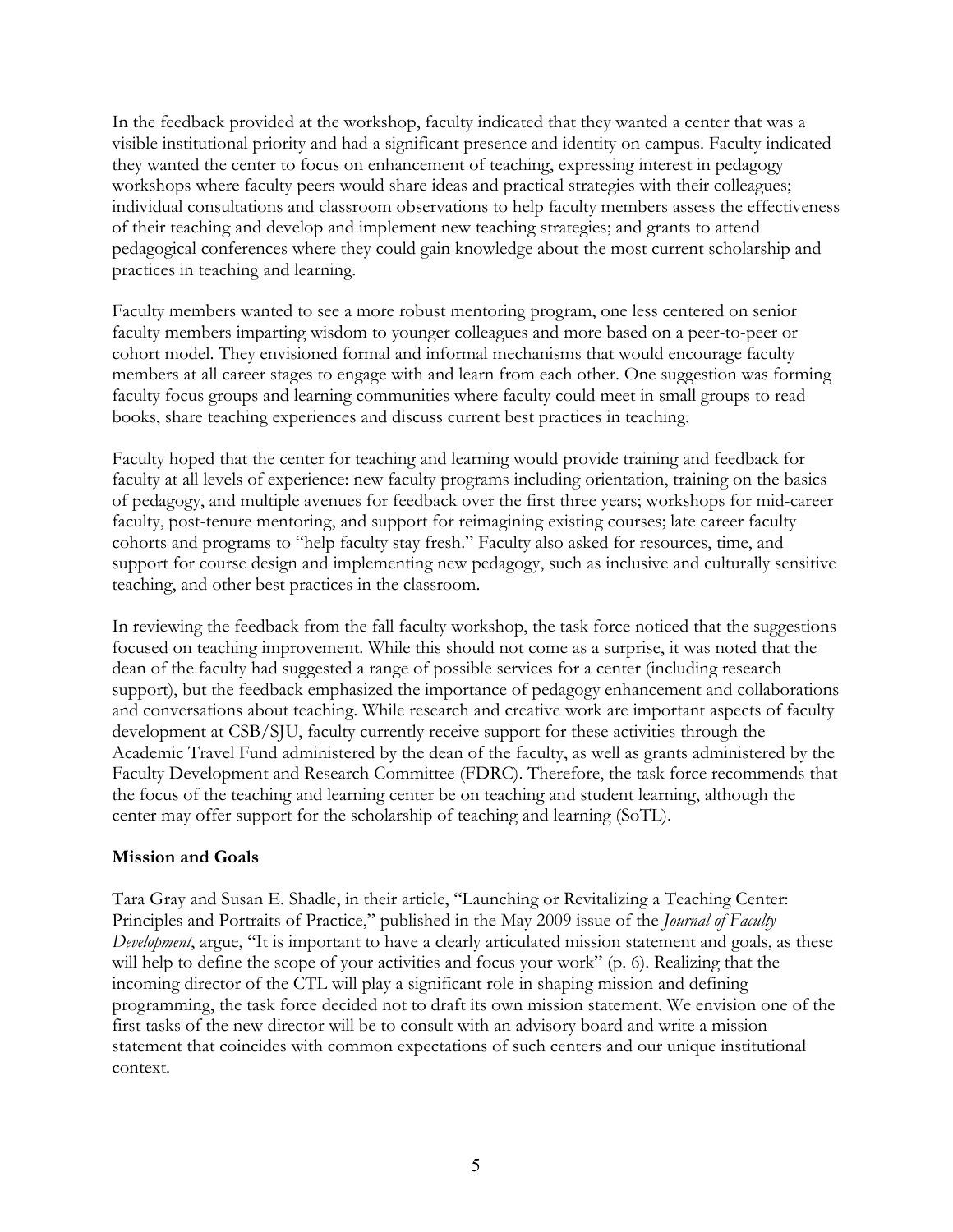In the feedback provided at the workshop, faculty indicated that they wanted a center that was a visible institutional priority and had a significant presence and identity on campus. Faculty indicated they wanted the center to focus on enhancement of teaching, expressing interest in pedagogy workshops where faculty peers would share ideas and practical strategies with their colleagues; individual consultations and classroom observations to help faculty members assess the effectiveness of their teaching and develop and implement new teaching strategies; and grants to attend pedagogical conferences where they could gain knowledge about the most current scholarship and practices in teaching and learning.

Faculty members wanted to see a more robust mentoring program, one less centered on senior faculty members imparting wisdom to younger colleagues and more based on a peer-to-peer or cohort model. They envisioned formal and informal mechanisms that would encourage faculty members at all career stages to engage with and learn from each other. One suggestion was forming faculty focus groups and learning communities where faculty could meet in small groups to read books, share teaching experiences and discuss current best practices in teaching.

Faculty hoped that the center for teaching and learning would provide training and feedback for faculty at all levels of experience: new faculty programs including orientation, training on the basics of pedagogy, and multiple avenues for feedback over the first three years; workshops for mid-career faculty, post-tenure mentoring, and support for reimagining existing courses; late career faculty cohorts and programs to "help faculty stay fresh." Faculty also asked for resources, time, and support for course design and implementing new pedagogy, such as inclusive and culturally sensitive teaching, and other best practices in the classroom.

In reviewing the feedback from the fall faculty workshop, the task force noticed that the suggestions focused on teaching improvement. While this should not come as a surprise, it was noted that the dean of the faculty had suggested a range of possible services for a center (including research support), but the feedback emphasized the importance of pedagogy enhancement and collaborations and conversations about teaching. While research and creative work are important aspects of faculty development at CSB/SJU, faculty currently receive support for these activities through the Academic Travel Fund administered by the dean of the faculty, as well as grants administered by the Faculty Development and Research Committee (FDRC). Therefore, the task force recommends that the focus of the teaching and learning center be on teaching and student learning, although the center may offer support for the scholarship of teaching and learning (SoTL).

**Mission and Goals**

Tara Gray and Susan E. Shadle, in their article, "Launching or Revitalizing a Teaching Center: Principles and Portraits of Practice," published in the May 2009 issue of the *Journal of Faculty Development*, argue, "It is important to have a clearly articulated mission statement and goals, as these will help to define the scope of your activities and focus your work" (p. 6). Realizing that the incoming director of the CTL will play a significant role in shaping mission and defining programming, the task force decided not to draft its own mission statement. We envision one of the first tasks of the new director will be to consult with an advisory board and write a mission statement that coincides with common expectations of such centers and our unique institutional context.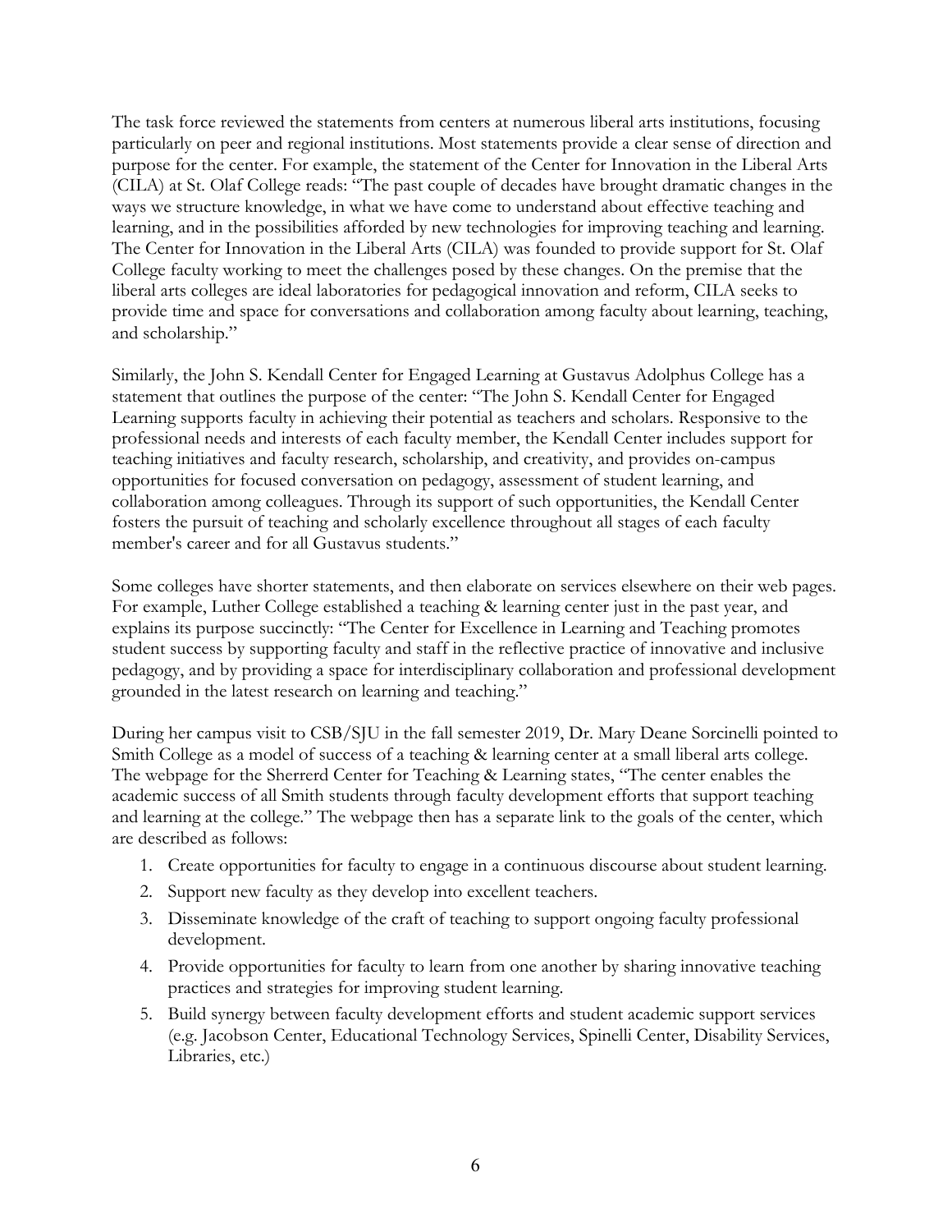The task force reviewed the statements from centers at numerous liberal arts institutions, focusing particularly on peer and regional institutions. Most statements provide a clear sense of direction and purpose for the center. For example, the statement of the Center for Innovation in the Liberal Arts (CILA) at St. Olaf College reads: "The past couple of decades have brought dramatic changes in the ways we structure knowledge, in what we have come to understand about effective teaching and learning, and in the possibilities afforded by new technologies for improving teaching and learning. The Center for Innovation in the Liberal Arts (CILA) was founded to provide support for St. Olaf College faculty working to meet the challenges posed by these changes. On the premise that the liberal arts colleges are ideal laboratories for pedagogical innovation and reform, CILA seeks to provide time and space for conversations and collaboration among faculty about learning, teaching, and scholarship."

Similarly, the John S. Kendall Center for Engaged Learning at Gustavus Adolphus College has a statement that outlines the purpose of the center: "The John S. Kendall Center for Engaged Learning supports faculty in achieving their potential as teachers and scholars. Responsive to the professional needs and interests of each faculty member, the Kendall Center includes support for teaching initiatives and faculty research, scholarship, and creativity, and provides on-campus opportunities for focused conversation on pedagogy, assessment of student learning, and collaboration among colleagues. Through its support of such opportunities, the Kendall Center fosters the pursuit of teaching and scholarly excellence throughout all stages of each faculty member's career and for all Gustavus students."

Some colleges have shorter statements, and then elaborate on services elsewhere on their web pages. For example, Luther College established a teaching & learning center just in the past year, and explains its purpose succinctly: "The Center for Excellence in Learning and Teaching promotes student success by supporting faculty and staff in the reflective practice of innovative and inclusive pedagogy, and by providing a space for interdisciplinary collaboration and professional development grounded in the latest research on learning and teaching."

During her campus visit to CSB/SJU in the fall semester 2019, Dr. Mary Deane Sorcinelli pointed to Smith College as a model of success of a teaching & learning center at a small liberal arts college. The webpage for the Sherrerd Center for Teaching & Learning states, "The center enables the academic success of all Smith students through faculty development efforts that support teaching and learning at the college." The webpage then has a separate link to the goals of the center, which are described as follows:

1. Create opportunities for faculty to engage in a continuous discourse about student learning.
2. Support new faculty as they develop into excellent teachers.
3. Disseminate knowledge of the craft of teaching to support ongoing faculty professional development.
4. Provide opportunities for faculty to learn from one another by sharing innovative teaching practices and strategies for improving student learning.
5. Build synergy between faculty development efforts and student academic support services (e.g. Jacobson Center, Educational Technology Services, Spinelli Center, Disability Services, Libraries, etc.)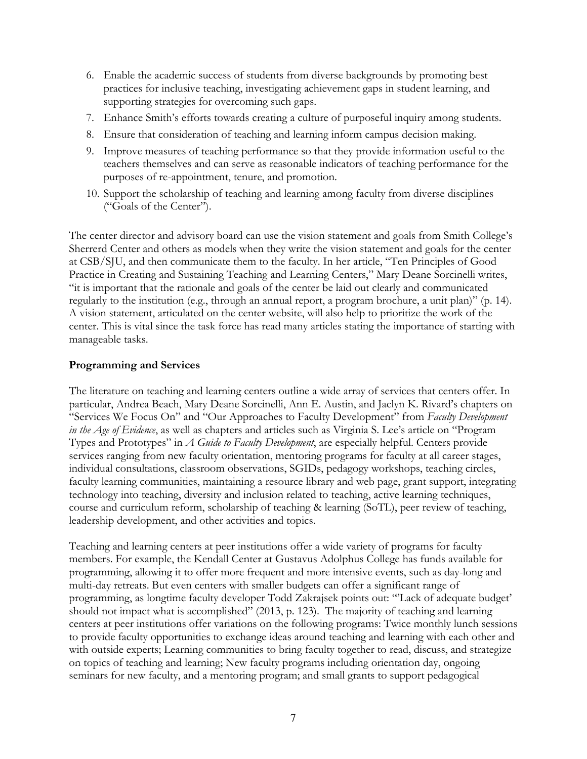6. Enable the academic success of students from diverse backgrounds by promoting best practices for inclusive teaching, investigating achievement gaps in student learning, and supporting strategies for overcoming such gaps.
7. Enhance Smith's efforts towards creating a culture of purposeful inquiry among students.
8. Ensure that consideration of teaching and learning inform campus decision making.
9. Improve measures of teaching performance so that they provide information useful to the teachers themselves and can serve as reasonable indicators of teaching performance for the purposes of re-appointment, tenure, and promotion.
10. Support the scholarship of teaching and learning among faculty from diverse disciplines ("Goals of the Center").

The center director and advisory board can use the vision statement and goals from Smith College's Sherrerd Center and others as models when they write the vision statement and goals for the center at CSB/SJU, and then communicate them to the faculty. In her article, "Ten Principles of Good Practice in Creating and Sustaining Teaching and Learning Centers," Mary Deane Sorcinelli writes, "it is important that the rationale and goals of the center be laid out clearly and communicated regularly to the institution (e.g., through an annual report, a program brochure, a unit plan)" (p. 14). A vision statement, articulated on the center website, will also help to prioritize the work of the center. This is vital since the task force has read many articles stating the importance of starting with manageable tasks.

### Programming and Services

The literature on teaching and learning centers outline a wide array of services that centers offer. In particular, Andrea Beach, Mary Deane Sorcinelli, Ann E. Austin, and Jaclyn K. Rivard's chapters on "Services We Focus On" and "Our Approaches to Faculty Development" from *Faculty Development in the Age of Evidence*, as well as chapters and articles such as Virginia S. Lee's article on "Program Types and Prototypes" in *A Guide to Faculty Development*, are especially helpful. Centers provide services ranging from new faculty orientation, mentoring programs for faculty at all career stages, individual consultations, classroom observations, SGIDs, pedagogy workshops, teaching circles, faculty learning communities, maintaining a resource library and web page, grant support, integrating technology into teaching, diversity and inclusion related to teaching, active learning techniques, course and curriculum reform, scholarship of teaching & learning (SoTL), peer review of teaching, leadership development, and other activities and topics.

Teaching and learning centers at peer institutions offer a wide variety of programs for faculty members. For example, the Kendall Center at Gustavus Adolphus College has funds available for programming, allowing it to offer more frequent and more intensive events, such as day-long and multi-day retreats. But even centers with smaller budgets can offer a significant range of programming, as longtime faculty developer Todd Zakrajsek points out: "'Lack of adequate budget' should not impact what is accomplished" (2013, p. 123). The majority of teaching and learning centers at peer institutions offer variations on the following programs: Twice monthly lunch sessions to provide faculty opportunities to exchange ideas around teaching and learning with each other and with outside experts; Learning communities to bring faculty together to read, discuss, and strategize on topics of teaching and learning; New faculty programs including orientation day, ongoing seminars for new faculty, and a mentoring program; and small grants to support pedagogical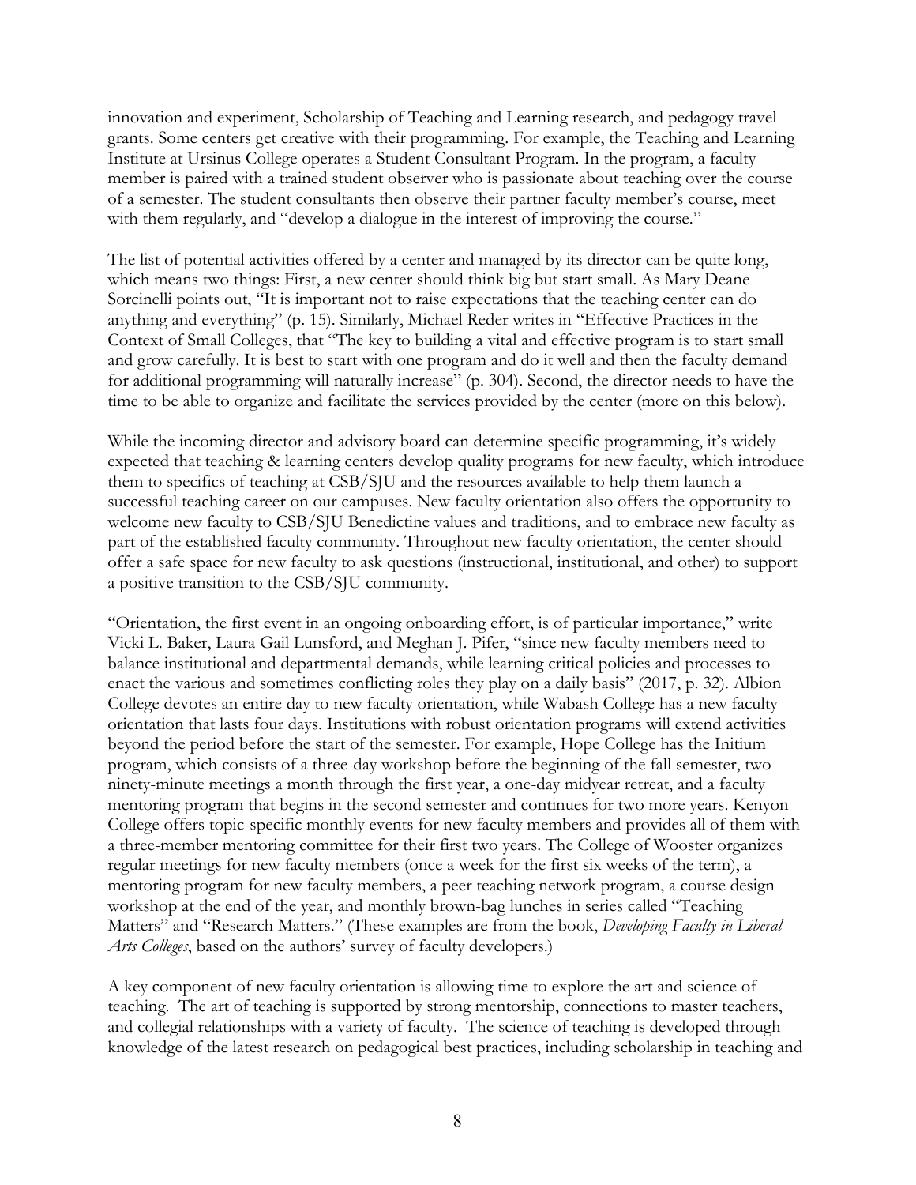innovation and experiment, Scholarship of Teaching and Learning research, and pedagogy travel grants. Some centers get creative with their programming. For example, the Teaching and Learning Institute at Ursinus College operates a Student Consultant Program. In the program, a faculty member is paired with a trained student observer who is passionate about teaching over the course of a semester. The student consultants then observe their partner faculty member's course, meet with them regularly, and "develop a dialogue in the interest of improving the course."

The list of potential activities offered by a center and managed by its director can be quite long, which means two things: First, a new center should think big but start small. As Mary Deane Sorcinelli points out, "It is important not to raise expectations that the teaching center can do anything and everything" (p. 15). Similarly, Michael Reder writes in "Effective Practices in the Context of Small Colleges, that "The key to building a vital and effective program is to start small and grow carefully. It is best to start with one program and do it well and then the faculty demand for additional programming will naturally increase" (p. 304). Second, the director needs to have the time to be able to organize and facilitate the services provided by the center (more on this below).

While the incoming director and advisory board can determine specific programming, it's widely expected that teaching & learning centers develop quality programs for new faculty, which introduce them to specifics of teaching at CSB/SJU and the resources available to help them launch a successful teaching career on our campuses. New faculty orientation also offers the opportunity to welcome new faculty to CSB/SJU Benedictine values and traditions, and to embrace new faculty as part of the established faculty community. Throughout new faculty orientation, the center should offer a safe space for new faculty to ask questions (instructional, institutional, and other) to support a positive transition to the CSB/SJU community.

"Orientation, the first event in an ongoing onboarding effort, is of particular importance," write Vicki L. Baker, Laura Gail Lunsford, and Meghan J. Pifer, "since new faculty members need to balance institutional and departmental demands, while learning critical policies and processes to enact the various and sometimes conflicting roles they play on a daily basis" (2017, p. 32). Albion College devotes an entire day to new faculty orientation, while Wabash College has a new faculty orientation that lasts four days. Institutions with robust orientation programs will extend activities beyond the period before the start of the semester. For example, Hope College has the Initium program, which consists of a three-day workshop before the beginning of the fall semester, two ninety-minute meetings a month through the first year, a one-day midyear retreat, and a faculty mentoring program that begins in the second semester and continues for two more years. Kenyon College offers topic-specific monthly events for new faculty members and provides all of them with a three-member mentoring committee for their first two years. The College of Wooster organizes regular meetings for new faculty members (once a week for the first six weeks of the term), a mentoring program for new faculty members, a peer teaching network program, a course design workshop at the end of the year, and monthly brown-bag lunches in series called "Teaching Matters" and "Research Matters." (These examples are from the book, *Developing Faculty in Liberal Arts Colleges*, based on the authors' survey of faculty developers.)

A key component of new faculty orientation is allowing time to explore the art and science of teaching. The art of teaching is supported by strong mentorship, connections to master teachers, and collegial relationships with a variety of faculty. The science of teaching is developed through knowledge of the latest research on pedagogical best practices, including scholarship in teaching and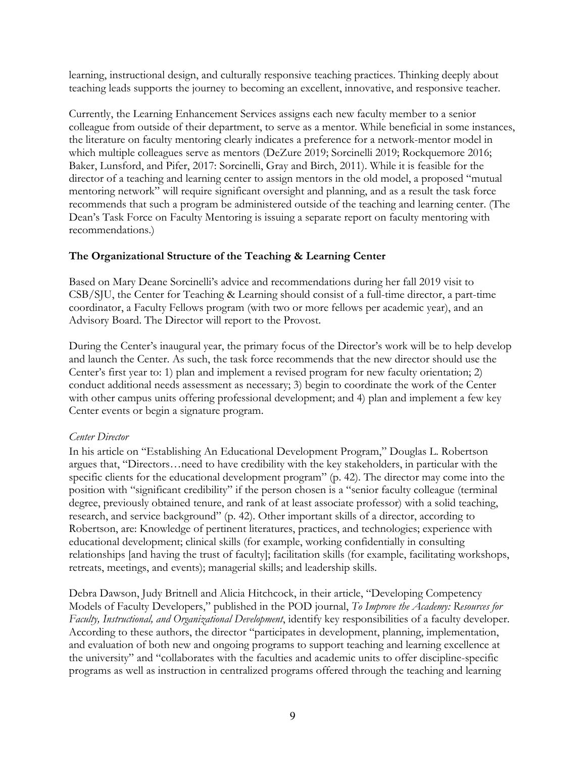learning, instructional design, and culturally responsive teaching practices. Thinking deeply about teaching leads supports the journey to becoming an excellent, innovative, and responsive teacher.

Currently, the Learning Enhancement Services assigns each new faculty member to a senior colleague from outside of their department, to serve as a mentor. While beneficial in some instances, the literature on faculty mentoring clearly indicates a preference for a network-mentor model in which multiple colleagues serve as mentors (DeZure 2019; Sorcinelli 2019; Rockquemore 2016; Baker, Lunsford, and Pifer, 2017: Sorcinelli, Gray and Birch, 2011). While it is feasible for the director of a teaching and learning center to assign mentors in the old model, a proposed "mutual mentoring network" will require significant oversight and planning, and as a result the task force recommends that such a program be administered outside of the teaching and learning center. (The Dean's Task Force on Faculty Mentoring is issuing a separate report on faculty mentoring with recommendations.)

### The Organizational Structure of the Teaching & Learning Center

Based on Mary Deane Sorcinelli's advice and recommendations during her fall 2019 visit to CSB/SJU, the Center for Teaching & Learning should consist of a full-time director, a part-time coordinator, a Faculty Fellows program (with two or more fellows per academic year), and an Advisory Board. The Director will report to the Provost.

During the Center's inaugural year, the primary focus of the Director's work will be to help develop and launch the Center. As such, the task force recommends that the new director should use the Center's first year to: 1) plan and implement a revised program for new faculty orientation; 2) conduct additional needs assessment as necessary; 3) begin to coordinate the work of the Center with other campus units offering professional development; and 4) plan and implement a few key Center events or begin a signature program.

*Center Director*

In his article on "Establishing An Educational Development Program," Douglas L. Robertson argues that, "Directors…need to have credibility with the key stakeholders, in particular with the specific clients for the educational development program" (p. 42). The director may come into the position with "significant credibility" if the person chosen is a "senior faculty colleague (terminal degree, previously obtained tenure, and rank of at least associate professor) with a solid teaching, research, and service background" (p. 42). Other important skills of a director, according to Robertson, are: Knowledge of pertinent literatures, practices, and technologies; experience with educational development; clinical skills (for example, working confidentially in consulting relationships [and having the trust of faculty]; facilitation skills (for example, facilitating workshops, retreats, meetings, and events); managerial skills; and leadership skills.

Debra Dawson, Judy Britnell and Alicia Hitchcock, in their article, "Developing Competency Models of Faculty Developers," published in the POD journal, *To Improve the Academy: Resources for Faculty, Instructional, and Organizational Development*, identify key responsibilities of a faculty developer. According to these authors, the director "participates in development, planning, implementation, and evaluation of both new and ongoing programs to support teaching and learning excellence at the university" and "collaborates with the faculties and academic units to offer discipline-specific programs as well as instruction in centralized programs offered through the teaching and learning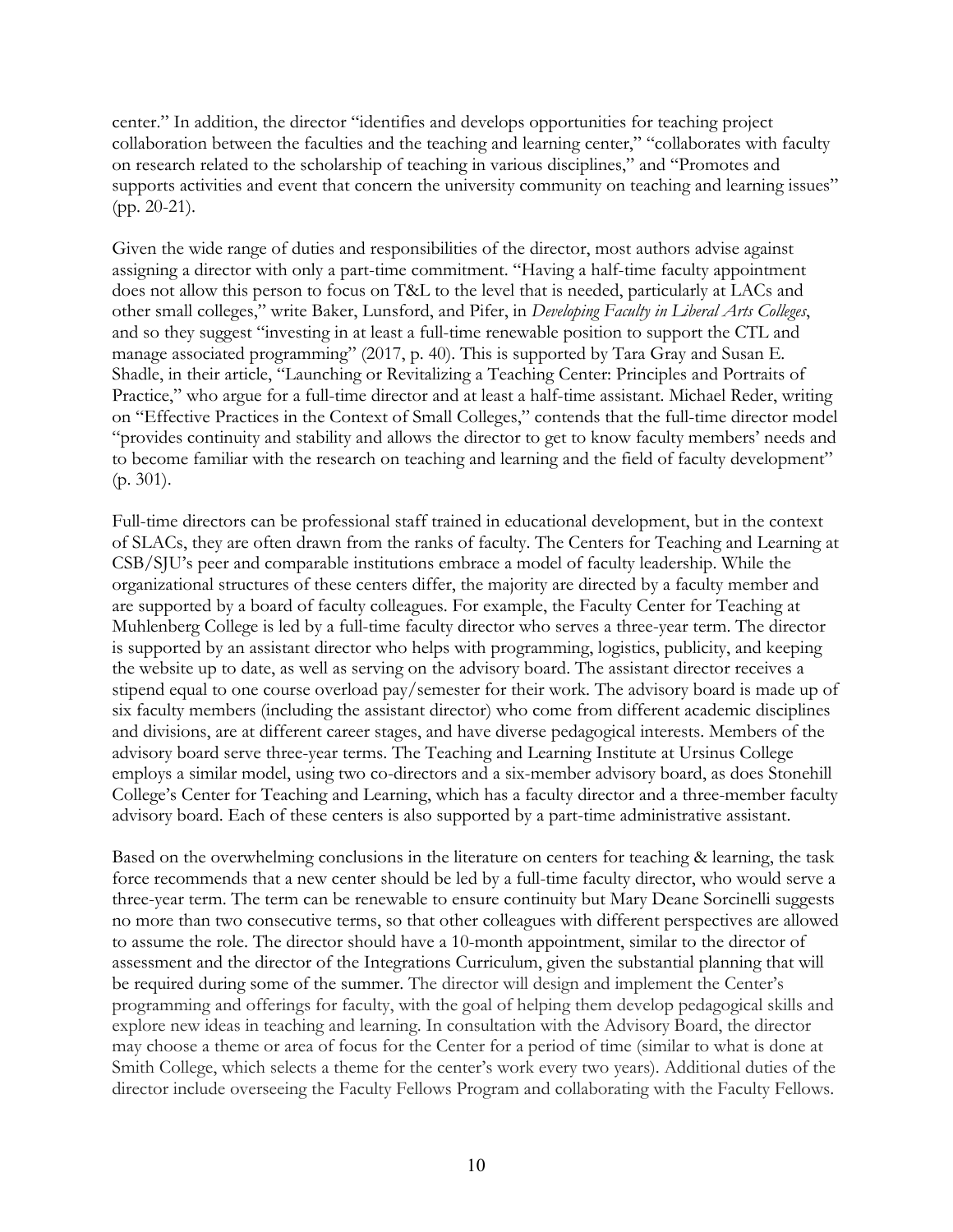center." In addition, the director "identifies and develops opportunities for teaching project collaboration between the faculties and the teaching and learning center," "collaborates with faculty on research related to the scholarship of teaching in various disciplines," and "Promotes and supports activities and event that concern the university community on teaching and learning issues" (pp. 20-21).

Given the wide range of duties and responsibilities of the director, most authors advise against assigning a director with only a part-time commitment. "Having a half-time faculty appointment does not allow this person to focus on T&L to the level that is needed, particularly at LACs and other small colleges," write Baker, Lunsford, and Pifer, in *Developing Faculty in Liberal Arts Colleges*, and so they suggest "investing in at least a full-time renewable position to support the CTL and manage associated programming" (2017, p. 40). This is supported by Tara Gray and Susan E. Shadle, in their article, "Launching or Revitalizing a Teaching Center: Principles and Portraits of Practice," who argue for a full-time director and at least a half-time assistant. Michael Reder, writing on "Effective Practices in the Context of Small Colleges," contends that the full-time director model "provides continuity and stability and allows the director to get to know faculty members' needs and to become familiar with the research on teaching and learning and the field of faculty development" (p. 301).

Full-time directors can be professional staff trained in educational development, but in the context of SLACs, they are often drawn from the ranks of faculty. The Centers for Teaching and Learning at CSB/SJU's peer and comparable institutions embrace a model of faculty leadership. While the organizational structures of these centers differ, the majority are directed by a faculty member and are supported by a board of faculty colleagues. For example, the Faculty Center for Teaching at Muhlenberg College is led by a full-time faculty director who serves a three-year term. The director is supported by an assistant director who helps with programming, logistics, publicity, and keeping the website up to date, as well as serving on the advisory board. The assistant director receives a stipend equal to one course overload pay/semester for their work. The advisory board is made up of six faculty members (including the assistant director) who come from different academic disciplines and divisions, are at different career stages, and have diverse pedagogical interests. Members of the advisory board serve three-year terms. The Teaching and Learning Institute at Ursinus College employs a similar model, using two co-directors and a six-member advisory board, as does Stonehill College's Center for Teaching and Learning, which has a faculty director and a three-member faculty advisory board. Each of these centers is also supported by a part-time administrative assistant.

Based on the overwhelming conclusions in the literature on centers for teaching & learning, the task force recommends that a new center should be led by a full-time faculty director, who would serve a three-year term. The term can be renewable to ensure continuity but Mary Deane Sorcinelli suggests no more than two consecutive terms, so that other colleagues with different perspectives are allowed to assume the role. The director should have a 10-month appointment, similar to the director of assessment and the director of the Integrations Curriculum, given the substantial planning that will be required during some of the summer. The director will design and implement the Center's programming and offerings for faculty, with the goal of helping them develop pedagogical skills and explore new ideas in teaching and learning. In consultation with the Advisory Board, the director may choose a theme or area of focus for the Center for a period of time (similar to what is done at Smith College, which selects a theme for the center's work every two years). Additional duties of the director include overseeing the Faculty Fellows Program and collaborating with the Faculty Fellows.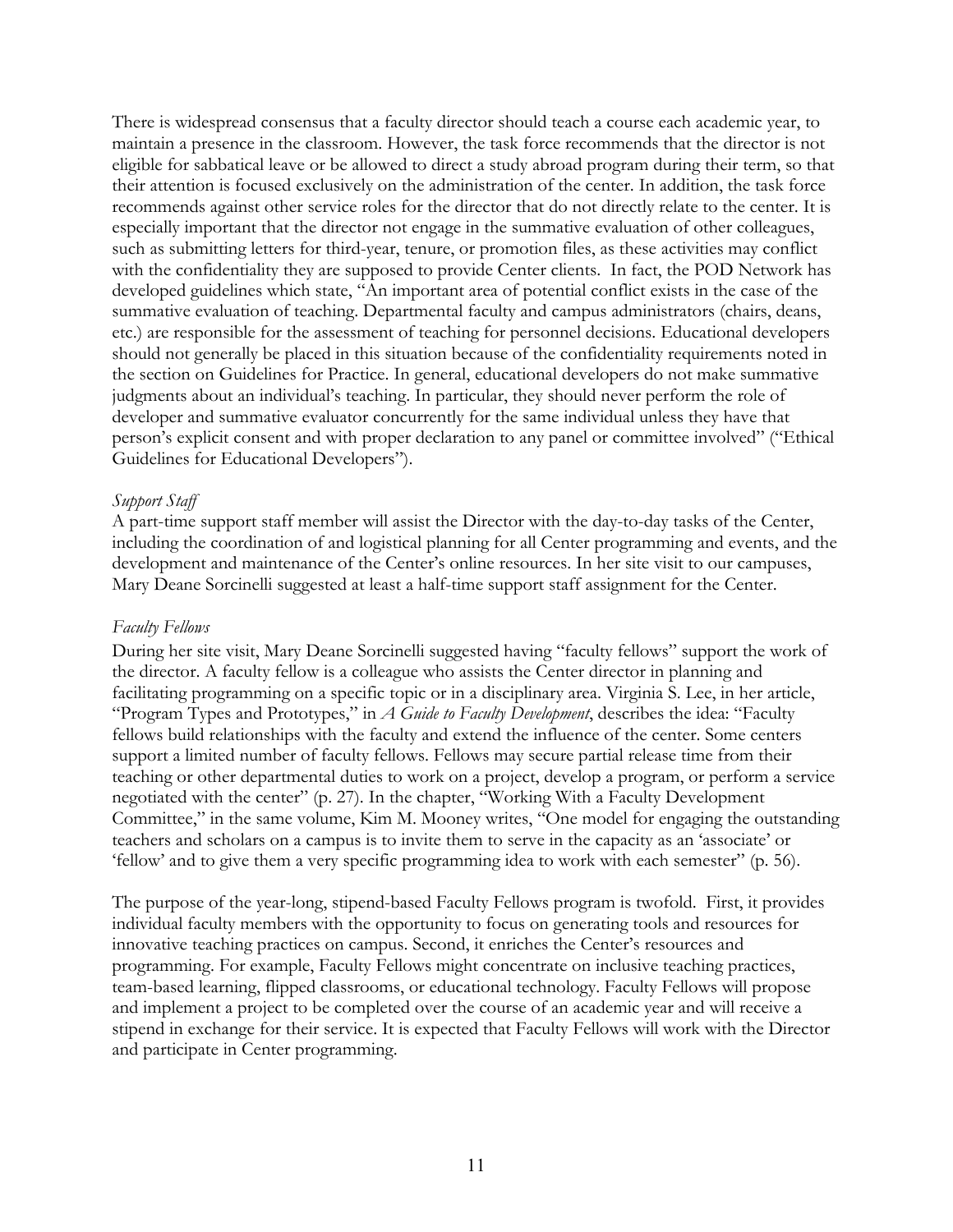There is widespread consensus that a faculty director should teach a course each academic year, to maintain a presence in the classroom. However, the task force recommends that the director is not eligible for sabbatical leave or be allowed to direct a study abroad program during their term, so that their attention is focused exclusively on the administration of the center. In addition, the task force recommends against other service roles for the director that do not directly relate to the center. It is especially important that the director not engage in the summative evaluation of other colleagues, such as submitting letters for third-year, tenure, or promotion files, as these activities may conflict with the confidentiality they are supposed to provide Center clients. In fact, the POD Network has developed guidelines which state, "An important area of potential conflict exists in the case of the summative evaluation of teaching. Departmental faculty and campus administrators (chairs, deans, etc.) are responsible for the assessment of teaching for personnel decisions. Educational developers should not generally be placed in this situation because of the confidentiality requirements noted in the section on Guidelines for Practice. In general, educational developers do not make summative judgments about an individual's teaching. In particular, they should never perform the role of developer and summative evaluator concurrently for the same individual unless they have that person's explicit consent and with proper declaration to any panel or committee involved" ("Ethical Guidelines for Educational Developers").

*Support Staff*

A part-time support staff member will assist the Director with the day-to-day tasks of the Center, including the coordination of and logistical planning for all Center programming and events, and the development and maintenance of the Center's online resources. In her site visit to our campuses, Mary Deane Sorcinelli suggested at least a half-time support staff assignment for the Center.

*Faculty Fellows*

During her site visit, Mary Deane Sorcinelli suggested having "faculty fellows" support the work of the director. A faculty fellow is a colleague who assists the Center director in planning and facilitating programming on a specific topic or in a disciplinary area. Virginia S. Lee, in her article, "Program Types and Prototypes," in *A Guide to Faculty Development*, describes the idea: "Faculty fellows build relationships with the faculty and extend the influence of the center. Some centers support a limited number of faculty fellows. Fellows may secure partial release time from their teaching or other departmental duties to work on a project, develop a program, or perform a service negotiated with the center" (p. 27). In the chapter, "Working With a Faculty Development Committee," in the same volume, Kim M. Mooney writes, "One model for engaging the outstanding teachers and scholars on a campus is to invite them to serve in the capacity as an 'associate' or 'fellow' and to give them a very specific programming idea to work with each semester" (p. 56).

The purpose of the year-long, stipend-based Faculty Fellows program is twofold. First, it provides individual faculty members with the opportunity to focus on generating tools and resources for innovative teaching practices on campus. Second, it enriches the Center's resources and programming. For example, Faculty Fellows might concentrate on inclusive teaching practices, team-based learning, flipped classrooms, or educational technology. Faculty Fellows will propose and implement a project to be completed over the course of an academic year and will receive a stipend in exchange for their service. It is expected that Faculty Fellows will work with the Director and participate in Center programming.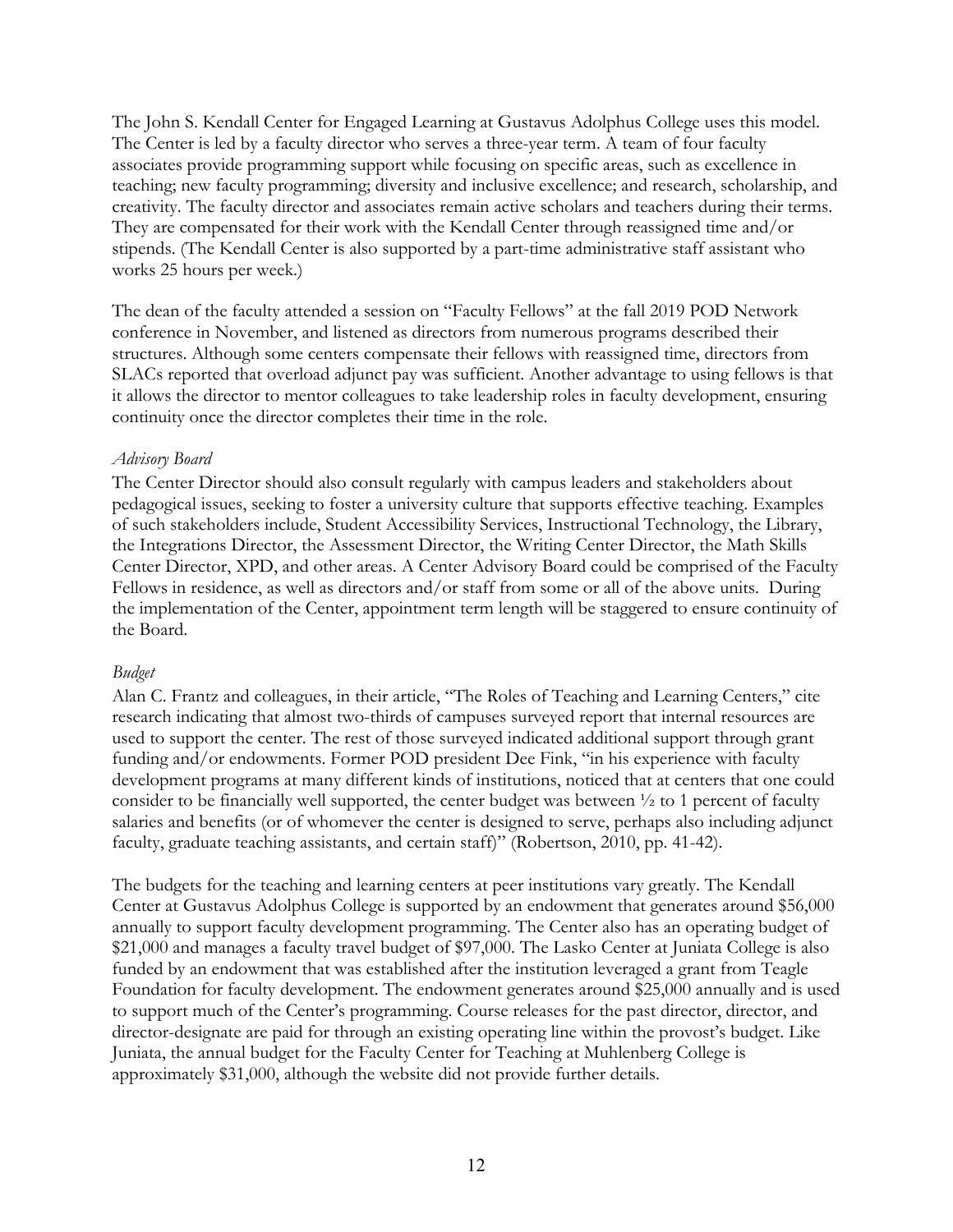The John S. Kendall Center for Engaged Learning at Gustavus Adolphus College uses this model. The Center is led by a faculty director who serves a three-year term. A team of four faculty associates provide programming support while focusing on specific areas, such as excellence in teaching; new faculty programming; diversity and inclusive excellence; and research, scholarship, and creativity. The faculty director and associates remain active scholars and teachers during their terms. They are compensated for their work with the Kendall Center through reassigned time and/or stipends. (The Kendall Center is also supported by a part-time administrative staff assistant who works 25 hours per week.)

The dean of the faculty attended a session on "Faculty Fellows" at the fall 2019 POD Network conference in November, and listened as directors from numerous programs described their structures. Although some centers compensate their fellows with reassigned time, directors from SLACs reported that overload adjunct pay was sufficient. Another advantage to using fellows is that it allows the director to mentor colleagues to take leadership roles in faculty development, ensuring continuity once the director completes their time in the role.

*Advisory Board*

The Center Director should also consult regularly with campus leaders and stakeholders about pedagogical issues, seeking to foster a university culture that supports effective teaching. Examples of such stakeholders include, Student Accessibility Services, Instructional Technology, the Library, the Integrations Director, the Assessment Director, the Writing Center Director, the Math Skills Center Director, XPD, and other areas. A Center Advisory Board could be comprised of the Faculty Fellows in residence, as well as directors and/or staff from some or all of the above units. During the implementation of the Center, appointment term length will be staggered to ensure continuity of the Board.

*Budget*

Alan C. Frantz and colleagues, in their article, "The Roles of Teaching and Learning Centers," cite research indicating that almost two-thirds of campuses surveyed report that internal resources are used to support the center. The rest of those surveyed indicated additional support through grant funding and/or endowments. Former POD president Dee Fink, "in his experience with faculty development programs at many different kinds of institutions, noticed that at centers that one could consider to be financially well supported, the center budget was between ½ to 1 percent of faculty salaries and benefits (or of whomever the center is designed to serve, perhaps also including adjunct faculty, graduate teaching assistants, and certain staff)" (Robertson, 2010, pp. 41-42).

The budgets for the teaching and learning centers at peer institutions vary greatly. The Kendall Center at Gustavus Adolphus College is supported by an endowment that generates around $56,000 annually to support faculty development programming. The Center also has an operating budget of $21,000 and manages a faculty travel budget of $97,000. The Lasko Center at Juniata College is also funded by an endowment that was established after the institution leveraged a grant from Teagle Foundation for faculty development. The endowment generates around $25,000 annually and is used to support much of the Center's programming. Course releases for the past director, director, and director-designate are paid for through an existing operating line within the provost's budget. Like Juniata, the annual budget for the Faculty Center for Teaching at Muhlenberg College is approximately $31,000, although the website did not provide further details.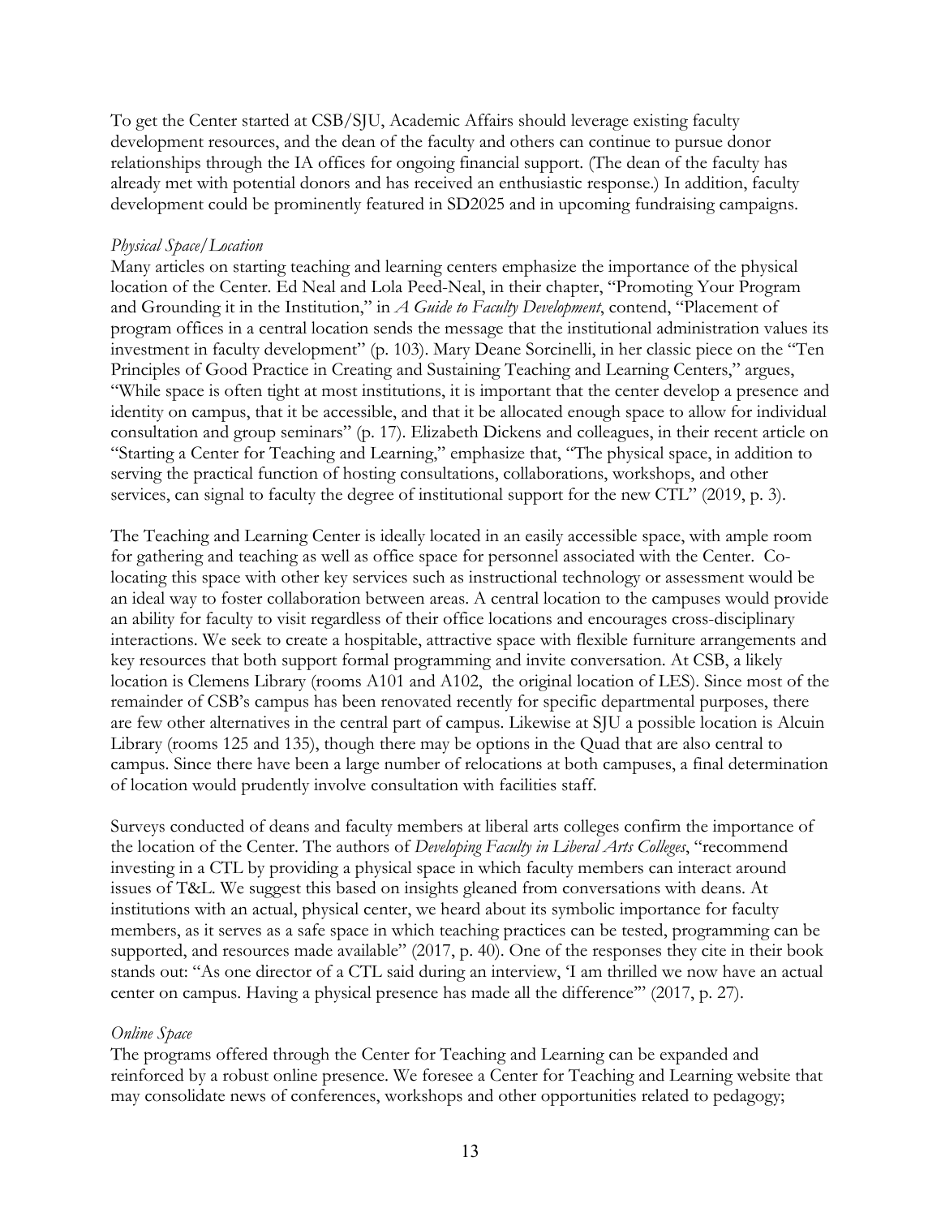To get the Center started at CSB/SJU, Academic Affairs should leverage existing faculty development resources, and the dean of the faculty and others can continue to pursue donor relationships through the IA offices for ongoing financial support. (The dean of the faculty has already met with potential donors and has received an enthusiastic response.) In addition, faculty development could be prominently featured in SD2025 and in upcoming fundraising campaigns.

*Physical Space/Location*

Many articles on starting teaching and learning centers emphasize the importance of the physical location of the Center. Ed Neal and Lola Peed-Neal, in their chapter, "Promoting Your Program and Grounding it in the Institution," in *A Guide to Faculty Development*, contend, "Placement of program offices in a central location sends the message that the institutional administration values its investment in faculty development" (p. 103). Mary Deane Sorcinelli, in her classic piece on the "Ten Principles of Good Practice in Creating and Sustaining Teaching and Learning Centers," argues, "While space is often tight at most institutions, it is important that the center develop a presence and identity on campus, that it be accessible, and that it be allocated enough space to allow for individual consultation and group seminars" (p. 17). Elizabeth Dickens and colleagues, in their recent article on "Starting a Center for Teaching and Learning," emphasize that, "The physical space, in addition to serving the practical function of hosting consultations, collaborations, workshops, and other services, can signal to faculty the degree of institutional support for the new CTL" (2019, p. 3).

The Teaching and Learning Center is ideally located in an easily accessible space, with ample room for gathering and teaching as well as office space for personnel associated with the Center. Co-locating this space with other key services such as instructional technology or assessment would be an ideal way to foster collaboration between areas. A central location to the campuses would provide an ability for faculty to visit regardless of their office locations and encourages cross-disciplinary interactions. We seek to create a hospitable, attractive space with flexible furniture arrangements and key resources that both support formal programming and invite conversation. At CSB, a likely location is Clemens Library (rooms A101 and A102, the original location of LES). Since most of the remainder of CSB's campus has been renovated recently for specific departmental purposes, there are few other alternatives in the central part of campus. Likewise at SJU a possible location is Alcuin Library (rooms 125 and 135), though there may be options in the Quad that are also central to campus. Since there have been a large number of relocations at both campuses, a final determination of location would prudently involve consultation with facilities staff.

Surveys conducted of deans and faculty members at liberal arts colleges confirm the importance of the location of the Center. The authors of *Developing Faculty in Liberal Arts Colleges*, "recommend investing in a CTL by providing a physical space in which faculty members can interact around issues of T&L. We suggest this based on insights gleaned from conversations with deans. At institutions with an actual, physical center, we heard about its symbolic importance for faculty members, as it serves as a safe space in which teaching practices can be tested, programming can be supported, and resources made available" (2017, p. 40). One of the responses they cite in their book stands out: "As one director of a CTL said during an interview, 'I am thrilled we now have an actual center on campus. Having a physical presence has made all the difference'" (2017, p. 27).

*Online Space*

The programs offered through the Center for Teaching and Learning can be expanded and reinforced by a robust online presence. We foresee a Center for Teaching and Learning website that may consolidate news of conferences, workshops and other opportunities related to pedagogy;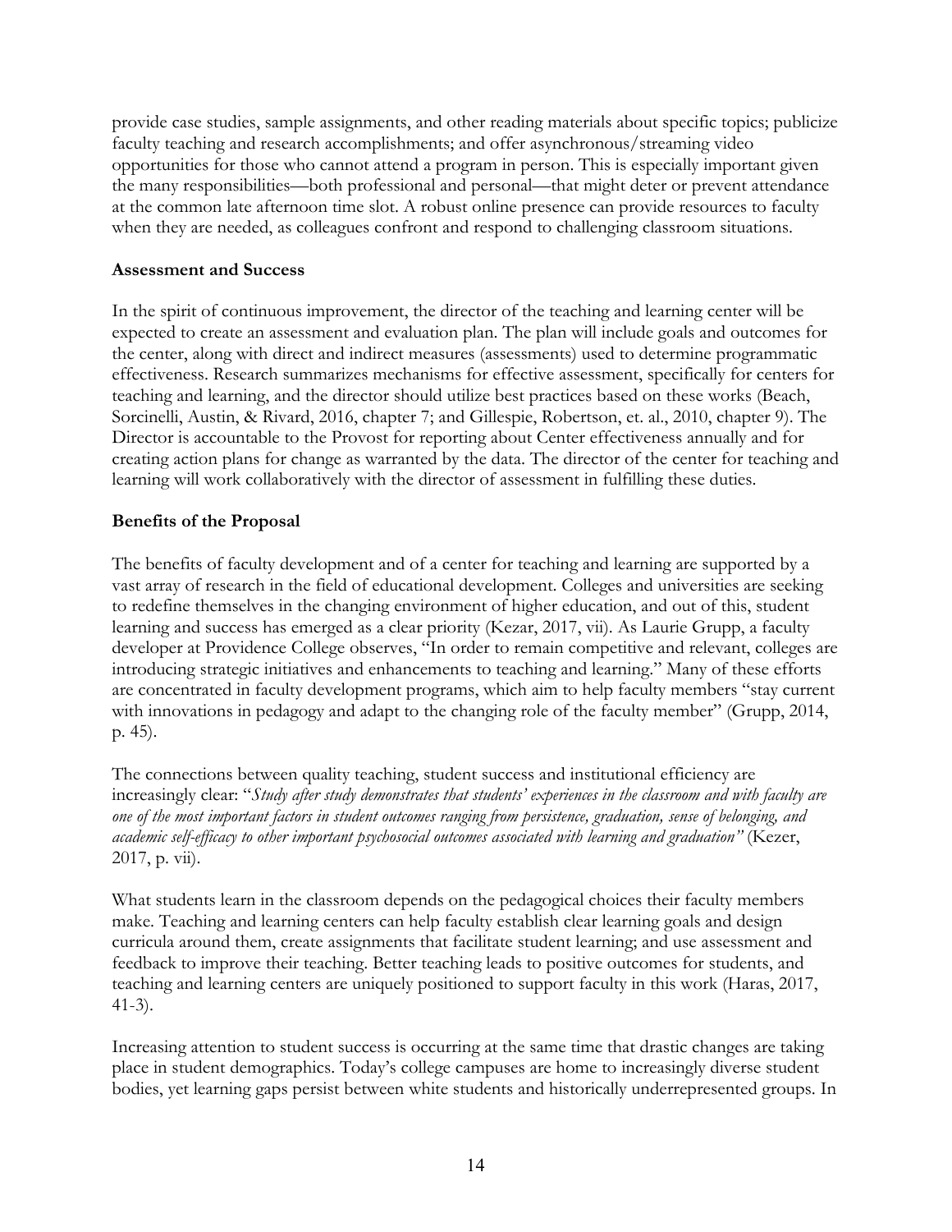provide case studies, sample assignments, and other reading materials about specific topics; publicize faculty teaching and research accomplishments; and offer asynchronous/streaming video opportunities for those who cannot attend a program in person. This is especially important given the many responsibilities—both professional and personal—that might deter or prevent attendance at the common late afternoon time slot. A robust online presence can provide resources to faculty when they are needed, as colleagues confront and respond to challenging classroom situations.

**Assessment and Success**

In the spirit of continuous improvement, the director of the teaching and learning center will be expected to create an assessment and evaluation plan. The plan will include goals and outcomes for the center, along with direct and indirect measures (assessments) used to determine programmatic effectiveness. Research summarizes mechanisms for effective assessment, specifically for centers for teaching and learning, and the director should utilize best practices based on these works (Beach, Sorcinelli, Austin, & Rivard, 2016, chapter 7; and Gillespie, Robertson, et. al., 2010, chapter 9). The Director is accountable to the Provost for reporting about Center effectiveness annually and for creating action plans for change as warranted by the data. The director of the center for teaching and learning will work collaboratively with the director of assessment in fulfilling these duties.

**Benefits of the Proposal**

The benefits of faculty development and of a center for teaching and learning are supported by a vast array of research in the field of educational development. Colleges and universities are seeking to redefine themselves in the changing environment of higher education, and out of this, student learning and success has emerged as a clear priority (Kezar, 2017, vii). As Laurie Grupp, a faculty developer at Providence College observes, "In order to remain competitive and relevant, colleges are introducing strategic initiatives and enhancements to teaching and learning." Many of these efforts are concentrated in faculty development programs, which aim to help faculty members "stay current with innovations in pedagogy and adapt to the changing role of the faculty member" (Grupp, 2014, p. 45).

The connections between quality teaching, student success and institutional efficiency are increasingly clear: "*Study after study demonstrates that students' experiences in the classroom and with faculty are one of the most important factors in student outcomes ranging from persistence, graduation, sense of belonging, and academic self-efficacy to other important psychosocial outcomes associated with learning and graduation"* (Kezer, 2017, p. vii).

What students learn in the classroom depends on the pedagogical choices their faculty members make. Teaching and learning centers can help faculty establish clear learning goals and design curricula around them, create assignments that facilitate student learning; and use assessment and feedback to improve their teaching. Better teaching leads to positive outcomes for students, and teaching and learning centers are uniquely positioned to support faculty in this work (Haras, 2017, 41-3).

Increasing attention to student success is occurring at the same time that drastic changes are taking place in student demographics. Today's college campuses are home to increasingly diverse student bodies, yet learning gaps persist between white students and historically underrepresented groups. In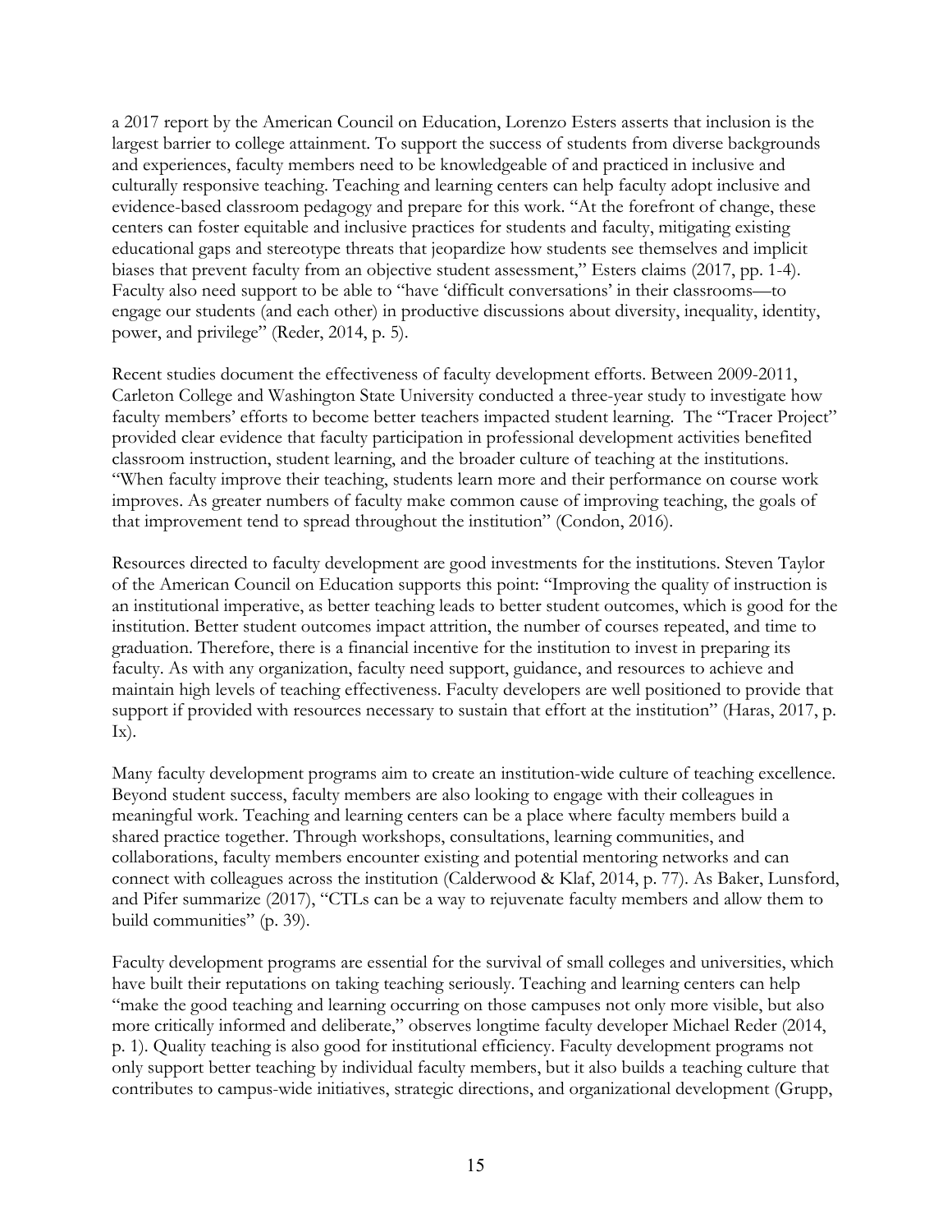a 2017 report by the American Council on Education, Lorenzo Esters asserts that inclusion is the largest barrier to college attainment. To support the success of students from diverse backgrounds and experiences, faculty members need to be knowledgeable of and practiced in inclusive and culturally responsive teaching. Teaching and learning centers can help faculty adopt inclusive and evidence-based classroom pedagogy and prepare for this work. "At the forefront of change, these centers can foster equitable and inclusive practices for students and faculty, mitigating existing educational gaps and stereotype threats that jeopardize how students see themselves and implicit biases that prevent faculty from an objective student assessment," Esters claims (2017, pp. 1-4). Faculty also need support to be able to "have 'difficult conversations' in their classrooms—to engage our students (and each other) in productive discussions about diversity, inequality, identity, power, and privilege" (Reder, 2014, p. 5).

Recent studies document the effectiveness of faculty development efforts. Between 2009-2011, Carleton College and Washington State University conducted a three-year study to investigate how faculty members' efforts to become better teachers impacted student learning. The "Tracer Project" provided clear evidence that faculty participation in professional development activities benefited classroom instruction, student learning, and the broader culture of teaching at the institutions. "When faculty improve their teaching, students learn more and their performance on course work improves. As greater numbers of faculty make common cause of improving teaching, the goals of that improvement tend to spread throughout the institution" (Condon, 2016).

Resources directed to faculty development are good investments for the institutions. Steven Taylor of the American Council on Education supports this point: "Improving the quality of instruction is an institutional imperative, as better teaching leads to better student outcomes, which is good for the institution. Better student outcomes impact attrition, the number of courses repeated, and time to graduation. Therefore, there is a financial incentive for the institution to invest in preparing its faculty. As with any organization, faculty need support, guidance, and resources to achieve and maintain high levels of teaching effectiveness. Faculty developers are well positioned to provide that support if provided with resources necessary to sustain that effort at the institution" (Haras, 2017, p. Ix).

Many faculty development programs aim to create an institution-wide culture of teaching excellence. Beyond student success, faculty members are also looking to engage with their colleagues in meaningful work. Teaching and learning centers can be a place where faculty members build a shared practice together. Through workshops, consultations, learning communities, and collaborations, faculty members encounter existing and potential mentoring networks and can connect with colleagues across the institution (Calderwood & Klaf, 2014, p. 77). As Baker, Lunsford, and Pifer summarize (2017), "CTLs can be a way to rejuvenate faculty members and allow them to build communities" (p. 39).

Faculty development programs are essential for the survival of small colleges and universities, which have built their reputations on taking teaching seriously. Teaching and learning centers can help "make the good teaching and learning occurring on those campuses not only more visible, but also more critically informed and deliberate," observes longtime faculty developer Michael Reder (2014, p. 1). Quality teaching is also good for institutional efficiency. Faculty development programs not only support better teaching by individual faculty members, but it also builds a teaching culture that contributes to campus-wide initiatives, strategic directions, and organizational development (Grupp,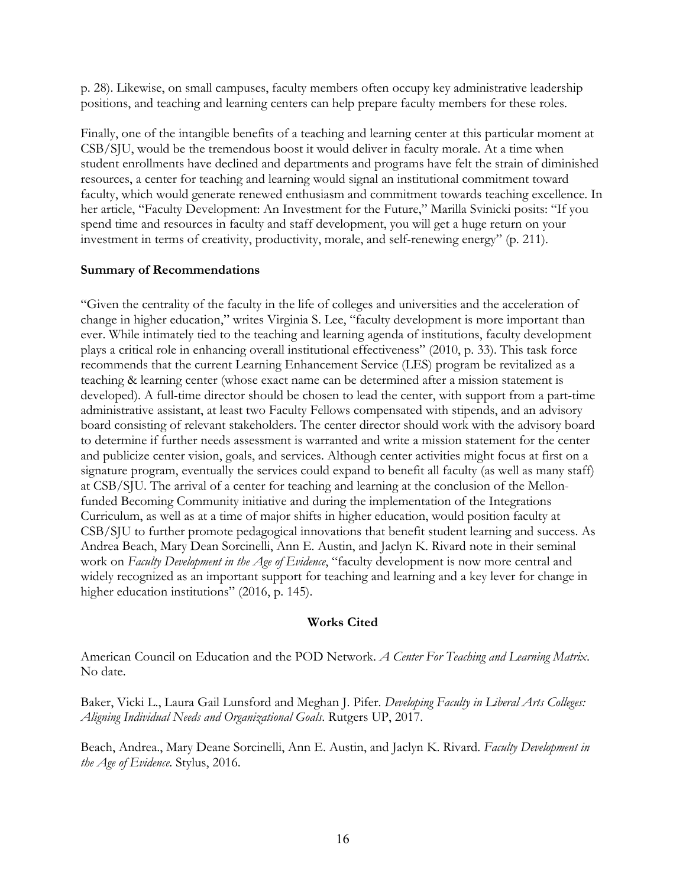p. 28). Likewise, on small campuses, faculty members often occupy key administrative leadership positions, and teaching and learning centers can help prepare faculty members for these roles.

Finally, one of the intangible benefits of a teaching and learning center at this particular moment at CSB/SJU, would be the tremendous boost it would deliver in faculty morale. At a time when student enrollments have declined and departments and programs have felt the strain of diminished resources, a center for teaching and learning would signal an institutional commitment toward faculty, which would generate renewed enthusiasm and commitment towards teaching excellence. In her article, "Faculty Development: An Investment for the Future," Marilla Svinicki posits: "If you spend time and resources in faculty and staff development, you will get a huge return on your investment in terms of creativity, productivity, morale, and self-renewing energy" (p. 211).

**Summary of Recommendations**

"Given the centrality of the faculty in the life of colleges and universities and the acceleration of change in higher education," writes Virginia S. Lee, "faculty development is more important than ever. While intimately tied to the teaching and learning agenda of institutions, faculty development plays a critical role in enhancing overall institutional effectiveness" (2010, p. 33). This task force recommends that the current Learning Enhancement Service (LES) program be revitalized as a teaching & learning center (whose exact name can be determined after a mission statement is developed). A full-time director should be chosen to lead the center, with support from a part-time administrative assistant, at least two Faculty Fellows compensated with stipends, and an advisory board consisting of relevant stakeholders. The center director should work with the advisory board to determine if further needs assessment is warranted and write a mission statement for the center and publicize center vision, goals, and services. Although center activities might focus at first on a signature program, eventually the services could expand to benefit all faculty (as well as many staff) at CSB/SJU. The arrival of a center for teaching and learning at the conclusion of the Mellon-funded Becoming Community initiative and during the implementation of the Integrations Curriculum, as well as at a time of major shifts in higher education, would position faculty at CSB/SJU to further promote pedagogical innovations that benefit student learning and success. As Andrea Beach, Mary Dean Sorcinelli, Ann E. Austin, and Jaclyn K. Rivard note in their seminal work on *Faculty Development in the Age of Evidence*, "faculty development is now more central and widely recognized as an important support for teaching and learning and a key lever for change in higher education institutions" (2016, p. 145).

**Works Cited**

American Council on Education and the POD Network. *A Center For Teaching and Learning Matrix*. No date.

Baker, Vicki L., Laura Gail Lunsford and Meghan J. Pifer. *Developing Faculty in Liberal Arts Colleges: Aligning Individual Needs and Organizational Goals*. Rutgers UP, 2017.

Beach, Andrea., Mary Deane Sorcinelli, Ann E. Austin, and Jaclyn K. Rivard. *Faculty Development in the Age of Evidence*. Stylus, 2016.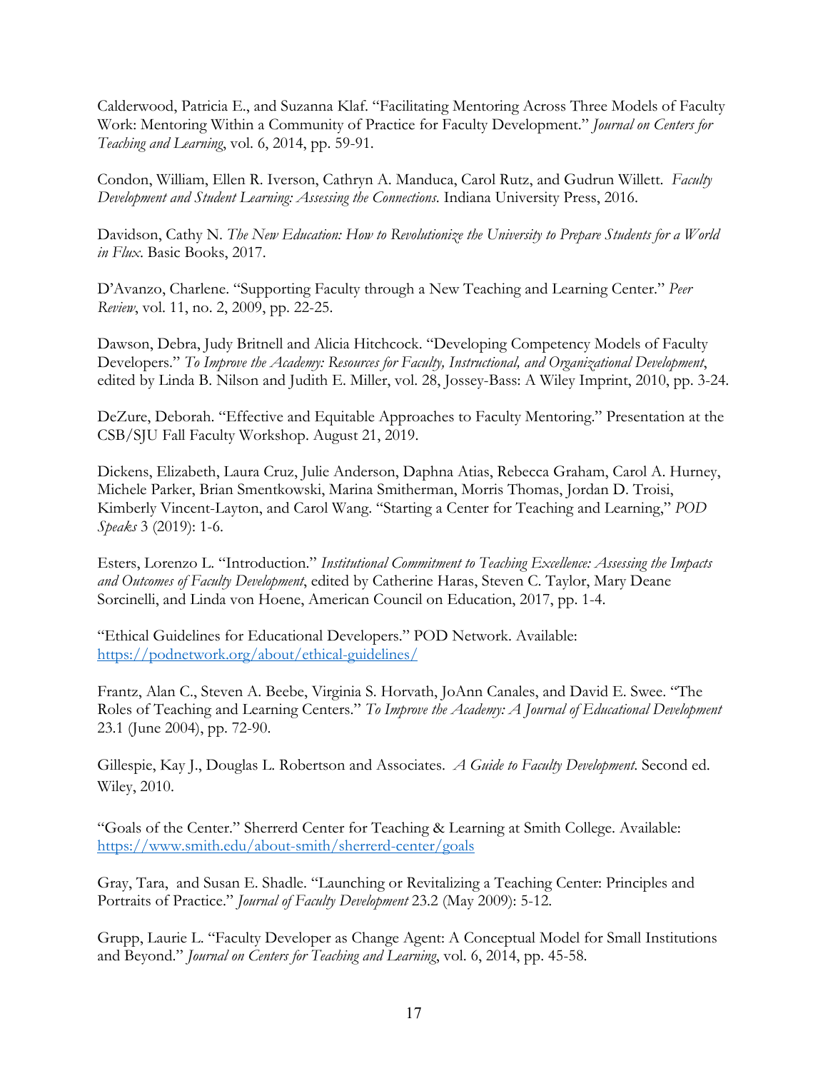Calderwood, Patricia E., and Suzanna Klaf. "Facilitating Mentoring Across Three Models of Faculty Work: Mentoring Within a Community of Practice for Faculty Development." *Journal on Centers for Teaching and Learning*, vol. 6, 2014, pp. 59-91.

Condon, William, Ellen R. Iverson, Cathryn A. Manduca, Carol Rutz, and Gudrun Willett. *Faculty Development and Student Learning: Assessing the Connections*. Indiana University Press, 2016.

Davidson, Cathy N. *The New Education: How to Revolutionize the University to Prepare Students for a World in Flux*. Basic Books, 2017.

D'Avanzo, Charlene. "Supporting Faculty through a New Teaching and Learning Center." *Peer Review*, vol. 11, no. 2, 2009, pp. 22-25.

Dawson, Debra, Judy Britnell and Alicia Hitchcock. "Developing Competency Models of Faculty Developers." *To Improve the Academy: Resources for Faculty, Instructional, and Organizational Development*, edited by Linda B. Nilson and Judith E. Miller, vol. 28, Jossey-Bass: A Wiley Imprint, 2010, pp. 3-24.

DeZure, Deborah. "Effective and Equitable Approaches to Faculty Mentoring." Presentation at the CSB/SJU Fall Faculty Workshop. August 21, 2019.

Dickens, Elizabeth, Laura Cruz, Julie Anderson, Daphna Atias, Rebecca Graham, Carol A. Hurney, Michele Parker, Brian Smentkowski, Marina Smitherman, Morris Thomas, Jordan D. Troisi, Kimberly Vincent-Layton, and Carol Wang. "Starting a Center for Teaching and Learning," *POD Speaks* 3 (2019): 1-6.

Esters, Lorenzo L. "Introduction." *Institutional Commitment to Teaching Excellence: Assessing the Impacts and Outcomes of Faculty Development*, edited by Catherine Haras, Steven C. Taylor, Mary Deane Sorcinelli, and Linda von Hoene, American Council on Education, 2017, pp. 1-4.

"Ethical Guidelines for Educational Developers." POD Network. Available: https://podnetwork.org/about/ethical-guidelines/

Frantz, Alan C., Steven A. Beebe, Virginia S. Horvath, JoAnn Canales, and David E. Swee. "The Roles of Teaching and Learning Centers." *To Improve the Academy: A Journal of Educational Development* 23.1 (June 2004), pp. 72-90.

Gillespie, Kay J., Douglas L. Robertson and Associates. *A Guide to Faculty Development*. Second ed. Wiley, 2010.

"Goals of the Center." Sherrerd Center for Teaching & Learning at Smith College. Available: https://www.smith.edu/about-smith/sherrerd-center/goals

Gray, Tara, and Susan E. Shadle. "Launching or Revitalizing a Teaching Center: Principles and Portraits of Practice." *Journal of Faculty Development* 23.2 (May 2009): 5-12.

Grupp, Laurie L. "Faculty Developer as Change Agent: A Conceptual Model for Small Institutions and Beyond." *Journal on Centers for Teaching and Learning*, vol. 6, 2014, pp. 45-58.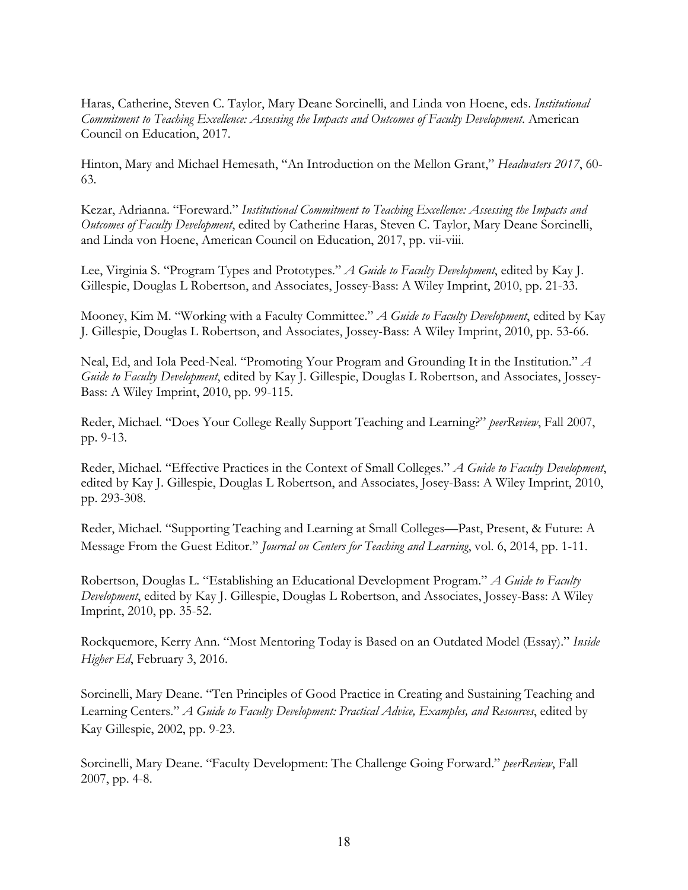Haras, Catherine, Steven C. Taylor, Mary Deane Sorcinelli, and Linda von Hoene, eds. *Institutional Commitment to Teaching Excellence: Assessing the Impacts and Outcomes of Faculty Development*. American Council on Education, 2017.

Hinton, Mary and Michael Hemesath, "An Introduction on the Mellon Grant," *Headwaters 2017*, 60-63.

Kezar, Adrianna. "Foreward." *Institutional Commitment to Teaching Excellence: Assessing the Impacts and Outcomes of Faculty Development*, edited by Catherine Haras, Steven C. Taylor, Mary Deane Sorcinelli, and Linda von Hoene, American Council on Education, 2017, pp. vii-viii.

Lee, Virginia S. "Program Types and Prototypes." *A Guide to Faculty Development*, edited by Kay J. Gillespie, Douglas L Robertson, and Associates, Jossey-Bass: A Wiley Imprint, 2010, pp. 21-33.

Mooney, Kim M. "Working with a Faculty Committee." *A Guide to Faculty Development*, edited by Kay J. Gillespie, Douglas L Robertson, and Associates, Jossey-Bass: A Wiley Imprint, 2010, pp. 53-66.

Neal, Ed, and Iola Peed-Neal. "Promoting Your Program and Grounding It in the Institution." *A Guide to Faculty Development*, edited by Kay J. Gillespie, Douglas L Robertson, and Associates, Jossey-Bass: A Wiley Imprint, 2010, pp. 99-115.

Reder, Michael. "Does Your College Really Support Teaching and Learning?" *peerReview*, Fall 2007, pp. 9-13.

Reder, Michael. "Effective Practices in the Context of Small Colleges." *A Guide to Faculty Development*, edited by Kay J. Gillespie, Douglas L Robertson, and Associates, Josey-Bass: A Wiley Imprint, 2010, pp. 293-308.

Reder, Michael. "Supporting Teaching and Learning at Small Colleges—Past, Present, & Future: A Message From the Guest Editor." *Journal on Centers for Teaching and Learning*, vol. 6, 2014, pp. 1-11.

Robertson, Douglas L. "Establishing an Educational Development Program." *A Guide to Faculty Development*, edited by Kay J. Gillespie, Douglas L Robertson, and Associates, Jossey-Bass: A Wiley Imprint, 2010, pp. 35-52.

Rockquemore, Kerry Ann. "Most Mentoring Today is Based on an Outdated Model (Essay)." *Inside Higher Ed*, February 3, 2016.

Sorcinelli, Mary Deane. "Ten Principles of Good Practice in Creating and Sustaining Teaching and Learning Centers." *A Guide to Faculty Development: Practical Advice, Examples, and Resources*, edited by Kay Gillespie, 2002, pp. 9-23.

Sorcinelli, Mary Deane. "Faculty Development: The Challenge Going Forward." *peerReview*, Fall 2007, pp. 4-8.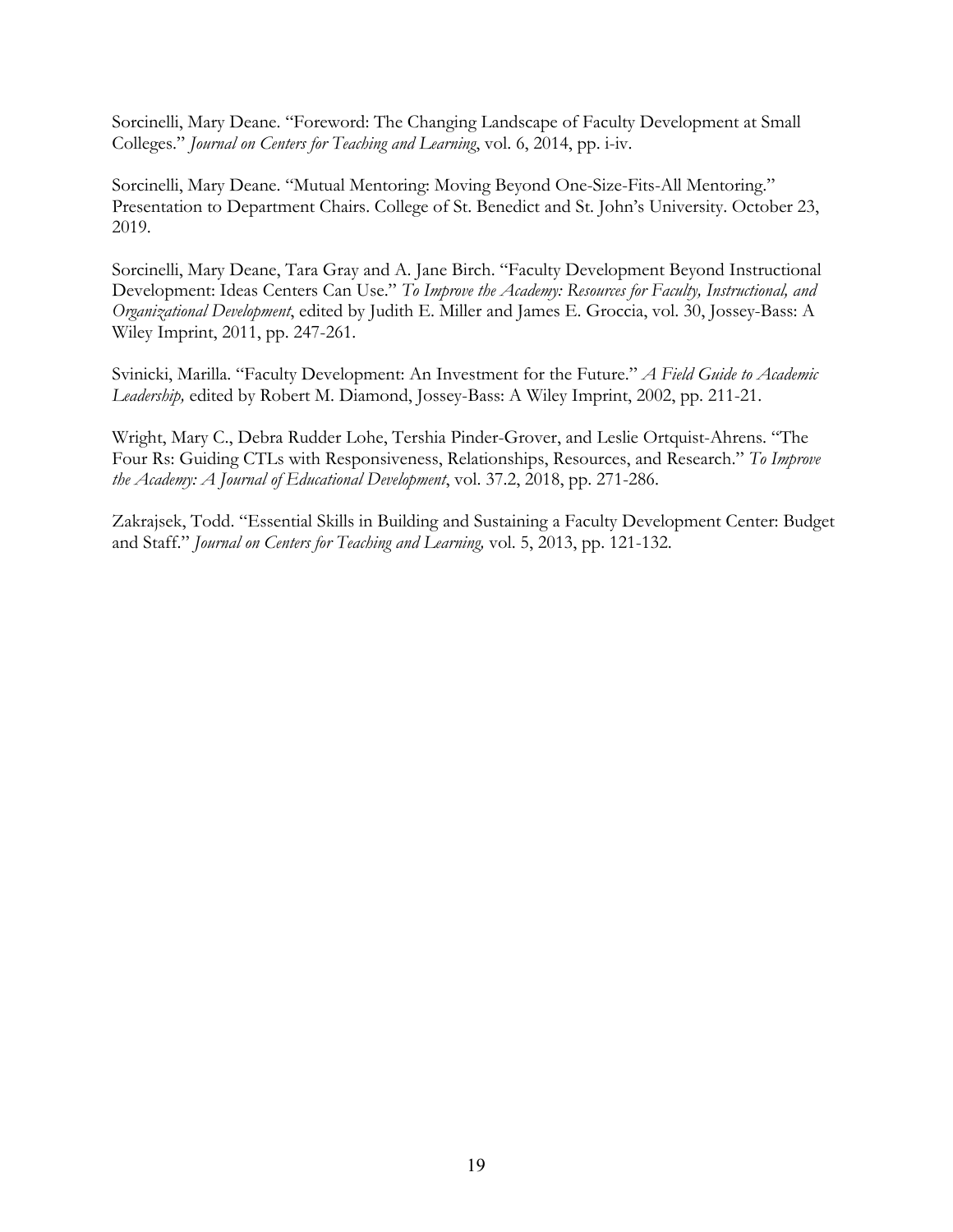Sorcinelli, Mary Deane. "Foreword: The Changing Landscape of Faculty Development at Small Colleges." *Journal on Centers for Teaching and Learning*, vol. 6, 2014, pp. i-iv.

Sorcinelli, Mary Deane. "Mutual Mentoring: Moving Beyond One-Size-Fits-All Mentoring." Presentation to Department Chairs. College of St. Benedict and St. John's University. October 23, 2019.

Sorcinelli, Mary Deane, Tara Gray and A. Jane Birch. "Faculty Development Beyond Instructional Development: Ideas Centers Can Use." *To Improve the Academy: Resources for Faculty, Instructional, and Organizational Development*, edited by Judith E. Miller and James E. Groccia, vol. 30, Jossey-Bass: A Wiley Imprint, 2011, pp. 247-261.

Svinicki, Marilla. "Faculty Development: An Investment for the Future." *A Field Guide to Academic Leadership,* edited by Robert M. Diamond, Jossey-Bass: A Wiley Imprint, 2002, pp. 211-21.

Wright, Mary C., Debra Rudder Lohe, Tershia Pinder-Grover, and Leslie Ortquist-Ahrens. "The Four Rs: Guiding CTLs with Responsiveness, Relationships, Resources, and Research." *To Improve the Academy: A Journal of Educational Development*, vol. 37.2, 2018, pp. 271-286.

Zakrajsek, Todd. "Essential Skills in Building and Sustaining a Faculty Development Center: Budget and Staff." *Journal on Centers for Teaching and Learning,* vol. 5, 2013, pp. 121-132.